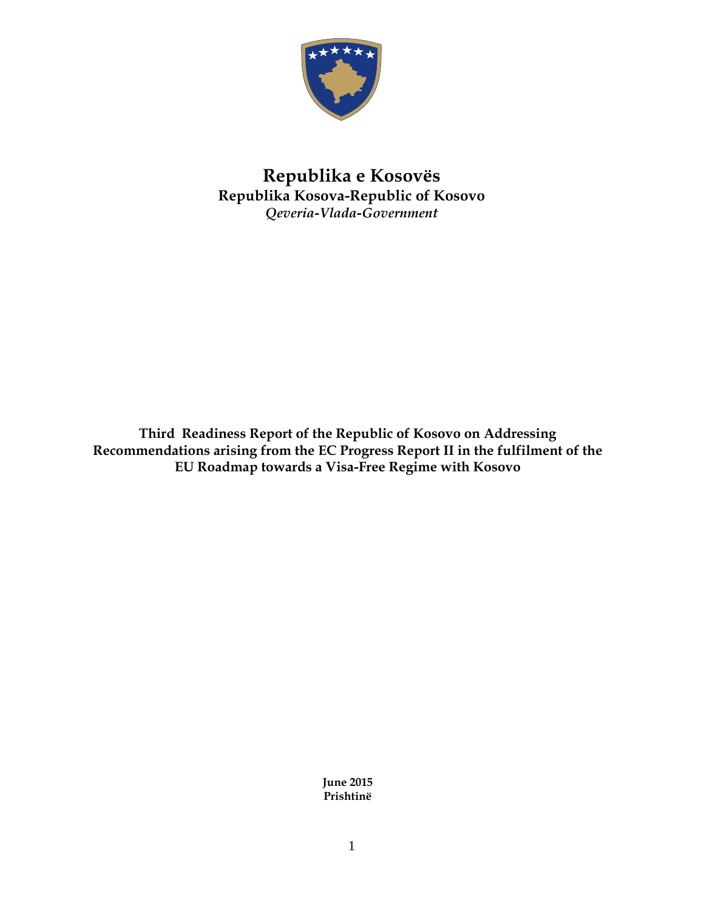# Republika e Kosovës

**Republika Kosova-Republic of Kosovo**

*Qeveria-Vlada-Government*

**Third Readiness Report of the Republic of Kosovo on Addressing Recommendations arising from the EC Progress Report II in the fulfilment of the EU Roadmap towards a Visa-Free Regime with Kosovo**

**June 2015**
**Prishtinë**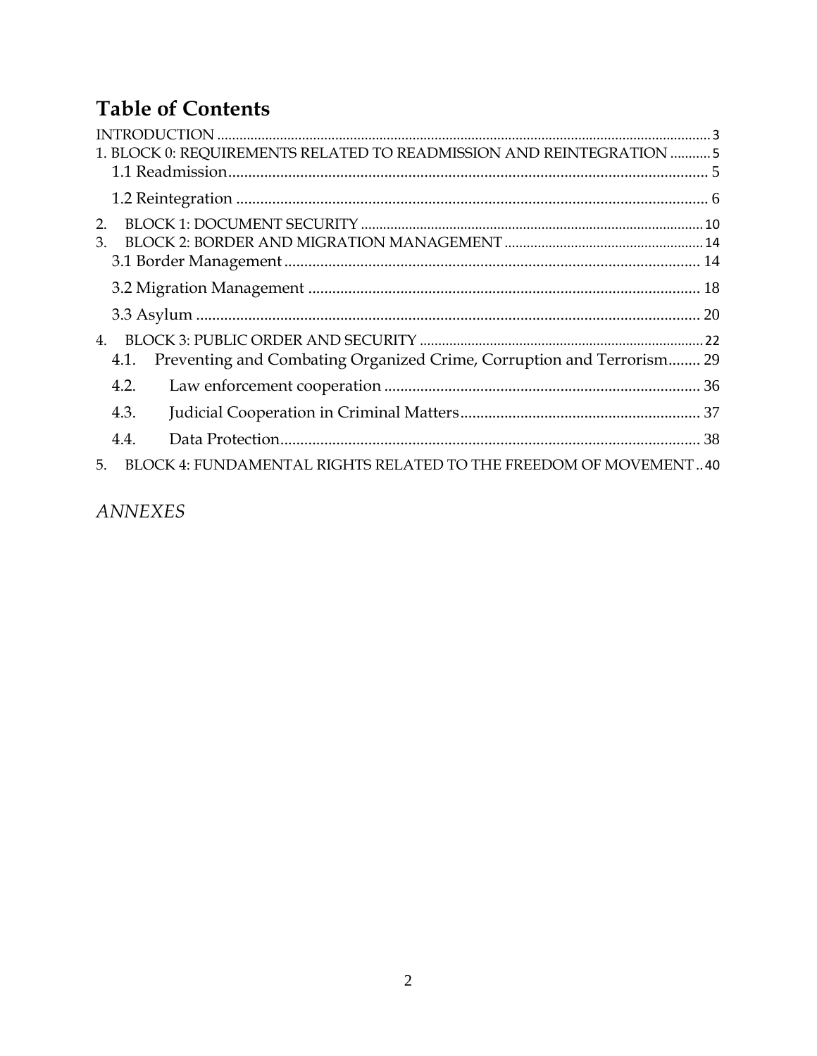# Table of Contents

INTRODUCTION ..... 3

1. BLOCK 0: REQUIREMENTS RELATED TO READMISSION AND REINTEGRATION ..... 5
   - 1.1 Readmission ..... 5
   - 1.2 Reintegration ..... 6
2. BLOCK 1: DOCUMENT SECURITY ..... 10
3. BLOCK 2: BORDER AND MIGRATION MANAGEMENT ..... 14
   - 3.1 Border Management ..... 14
   - 3.2 Migration Management ..... 18
   - 3.3 Asylum ..... 20
4. BLOCK 3: PUBLIC ORDER AND SECURITY ..... 22
   - 4.1. Preventing and Combating Organized Crime, Corruption and Terrorism ..... 29
   - 4.2. Law enforcement cooperation ..... 36
   - 4.3. Judicial Cooperation in Criminal Matters ..... 37
   - 4.4. Data Protection ..... 38
5. BLOCK 4: FUNDAMENTAL RIGHTS RELATED TO THE FREEDOM OF MOVEMENT ..... 40

*ANNEXES*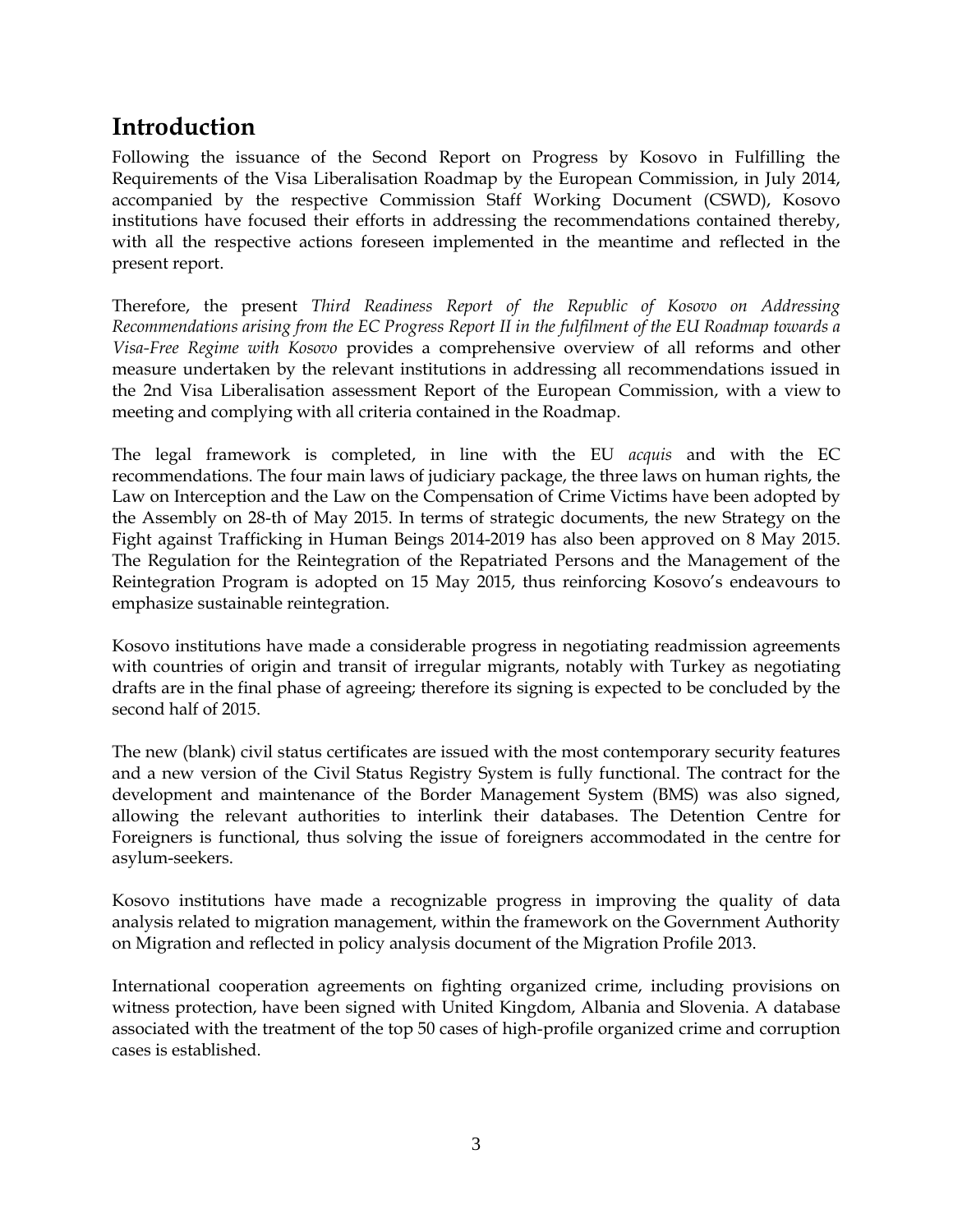## Introduction

Following the issuance of the Second Report on Progress by Kosovo in Fulfilling the Requirements of the Visa Liberalisation Roadmap by the European Commission, in July 2014, accompanied by the respective Commission Staff Working Document (CSWD), Kosovo institutions have focused their efforts in addressing the recommendations contained thereby, with all the respective actions foreseen implemented in the meantime and reflected in the present report.

Therefore, the present *Third Readiness Report of the Republic of Kosovo on Addressing Recommendations arising from the EC Progress Report II in the fulfilment of the EU Roadmap towards a Visa-Free Regime with Kosovo* provides a comprehensive overview of all reforms and other measure undertaken by the relevant institutions in addressing all recommendations issued in the 2nd Visa Liberalisation assessment Report of the European Commission, with a view to meeting and complying with all criteria contained in the Roadmap.

The legal framework is completed, in line with the EU *acquis* and with the EC recommendations. The four main laws of judiciary package, the three laws on human rights, the Law on Interception and the Law on the Compensation of Crime Victims have been adopted by the Assembly on 28-th of May 2015. In terms of strategic documents, the new Strategy on the Fight against Trafficking in Human Beings 2014-2019 has also been approved on 8 May 2015. The Regulation for the Reintegration of the Repatriated Persons and the Management of the Reintegration Program is adopted on 15 May 2015, thus reinforcing Kosovo's endeavours to emphasize sustainable reintegration.

Kosovo institutions have made a considerable progress in negotiating readmission agreements with countries of origin and transit of irregular migrants, notably with Turkey as negotiating drafts are in the final phase of agreeing; therefore its signing is expected to be concluded by the second half of 2015.

The new (blank) civil status certificates are issued with the most contemporary security features and a new version of the Civil Status Registry System is fully functional. The contract for the development and maintenance of the Border Management System (BMS) was also signed, allowing the relevant authorities to interlink their databases. The Detention Centre for Foreigners is functional, thus solving the issue of foreigners accommodated in the centre for asylum-seekers.

Kosovo institutions have made a recognizable progress in improving the quality of data analysis related to migration management, within the framework on the Government Authority on Migration and reflected in policy analysis document of the Migration Profile 2013.

International cooperation agreements on fighting organized crime, including provisions on witness protection, have been signed with United Kingdom, Albania and Slovenia. A database associated with the treatment of the top 50 cases of high-profile organized crime and corruption cases is established.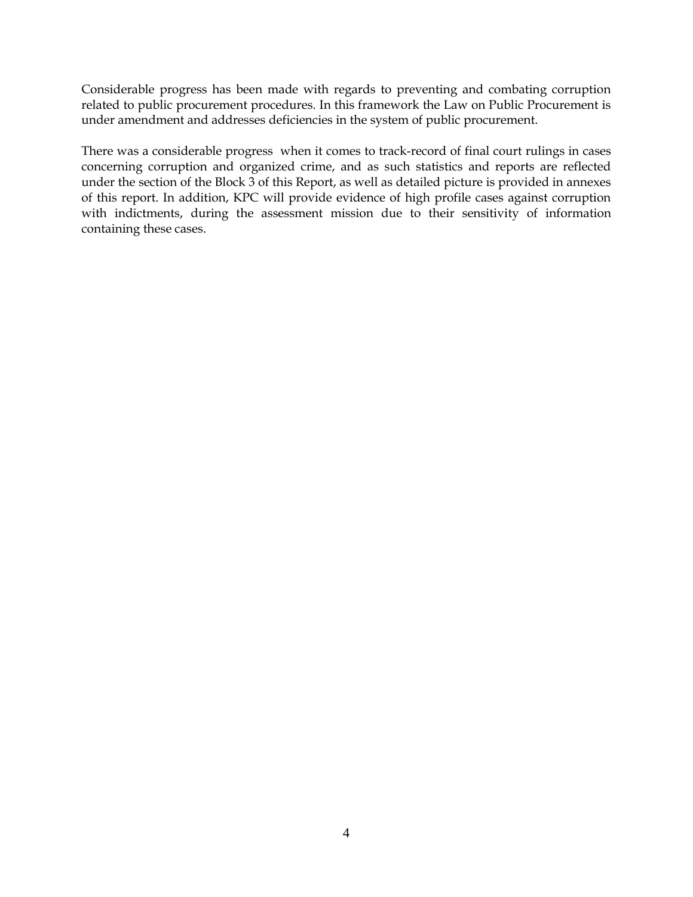Considerable progress has been made with regards to preventing and combating corruption related to public procurement procedures. In this framework the Law on Public Procurement is under amendment and addresses deficiencies in the system of public procurement.

There was a considerable progress when it comes to track-record of final court rulings in cases concerning corruption and organized crime, and as such statistics and reports are reflected under the section of the Block 3 of this Report, as well as detailed picture is provided in annexes of this report. In addition, KPC will provide evidence of high profile cases against corruption with indictments, during the assessment mission due to their sensitivity of information containing these cases.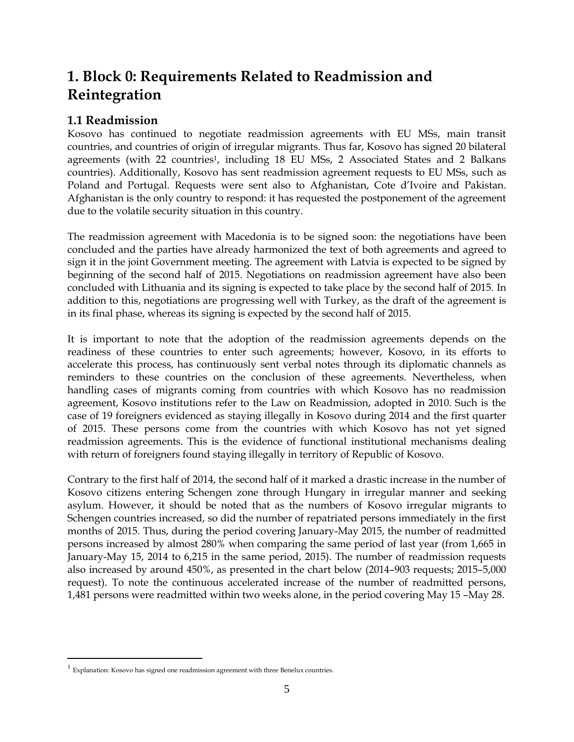# 1. Block 0: Requirements Related to Readmission and Reintegration

## 1.1 Readmission

Kosovo has continued to negotiate readmission agreements with EU MSs, main transit countries, and countries of origin of irregular migrants. Thus far, Kosovo has signed 20 bilateral agreements (with 22 countries[1], including 18 EU MSs, 2 Associated States and 2 Balkans countries). Additionally, Kosovo has sent readmission agreement requests to EU MSs, such as Poland and Portugal. Requests were sent also to Afghanistan, Cote d'Ivoire and Pakistan. Afghanistan is the only country to respond: it has requested the postponement of the agreement due to the volatile security situation in this country.

The readmission agreement with Macedonia is to be signed soon: the negotiations have been concluded and the parties have already harmonized the text of both agreements and agreed to sign it in the joint Government meeting. The agreement with Latvia is expected to be signed by beginning of the second half of 2015. Negotiations on readmission agreement have also been concluded with Lithuania and its signing is expected to take place by the second half of 2015. In addition to this, negotiations are progressing well with Turkey, as the draft of the agreement is in its final phase, whereas its signing is expected by the second half of 2015.

It is important to note that the adoption of the readmission agreements depends on the readiness of these countries to enter such agreements; however, Kosovo, in its efforts to accelerate this process, has continuously sent verbal notes through its diplomatic channels as reminders to these countries on the conclusion of these agreements. Nevertheless, when handling cases of migrants coming from countries with which Kosovo has no readmission agreement, Kosovo institutions refer to the Law on Readmission, adopted in 2010. Such is the case of 19 foreigners evidenced as staying illegally in Kosovo during 2014 and the first quarter of 2015. These persons come from the countries with which Kosovo has not yet signed readmission agreements. This is the evidence of functional institutional mechanisms dealing with return of foreigners found staying illegally in territory of Republic of Kosovo.

Contrary to the first half of 2014, the second half of it marked a drastic increase in the number of Kosovo citizens entering Schengen zone through Hungary in irregular manner and seeking asylum. However, it should be noted that as the numbers of Kosovo irregular migrants to Schengen countries increased, so did the number of repatriated persons immediately in the first months of 2015. Thus, during the period covering January-May 2015, the number of readmitted persons increased by almost 280% when comparing the same period of last year (from 1,665 in January-May 15, 2014 to 6,215 in the same period, 2015). The number of readmission requests also increased by around 450%, as presented in the chart below (2014–903 requests; 2015–5,000 request). To note the continuous accelerated increase of the number of readmitted persons, 1,481 persons were readmitted within two weeks alone, in the period covering May 15 –May 28.

[1] Explanation: Kosovo has signed one readmission agreement with three Benelux countries.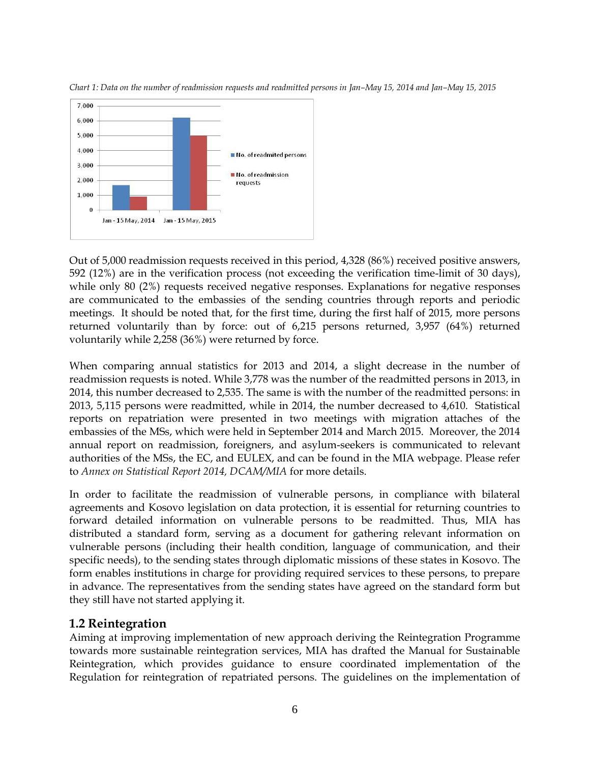*Chart 1: Data on the number of readmission requests and readmitted persons in Jan–May 15, 2014 and Jan–May 15, 2015*

Out of 5,000 readmission requests received in this period, 4,328 (86%) received positive answers, 592 (12%) are in the verification process (not exceeding the verification time-limit of 30 days), while only 80 (2%) requests received negative responses. Explanations for negative responses are communicated to the embassies of the sending countries through reports and periodic meetings. It should be noted that, for the first time, during the first half of 2015, more persons returned voluntarily than by force: out of 6,215 persons returned, 3,957 (64%) returned voluntarily while 2,258 (36%) were returned by force.

When comparing annual statistics for 2013 and 2014, a slight decrease in the number of readmission requests is noted. While 3,778 was the number of the readmitted persons in 2013, in 2014, this number decreased to 2,535. The same is with the number of the readmitted persons: in 2013, 5,115 persons were readmitted, while in 2014, the number decreased to 4,610. Statistical reports on repatriation were presented in two meetings with migration attaches of the embassies of the MSs, which were held in September 2014 and March 2015. Moreover, the 2014 annual report on readmission, foreigners, and asylum-seekers is communicated to relevant authorities of the MSs, the EC, and EULEX, and can be found in the MIA webpage. Please refer to *Annex on Statistical Report 2014, DCAM/MIA* for more details.

In order to facilitate the readmission of vulnerable persons, in compliance with bilateral agreements and Kosovo legislation on data protection, it is essential for returning countries to forward detailed information on vulnerable persons to be readmitted. Thus, MIA has distributed a standard form, serving as a document for gathering relevant information on vulnerable persons (including their health condition, language of communication, and their specific needs), to the sending states through diplomatic missions of these states in Kosovo. The form enables institutions in charge for providing required services to these persons, to prepare in advance. The representatives from the sending states have agreed on the standard form but they still have not started applying it.

## 1.2 Reintegration

Aiming at improving implementation of new approach deriving the Reintegration Programme towards more sustainable reintegration services, MIA has drafted the Manual for Sustainable Reintegration, which provides guidance to ensure coordinated implementation of the Regulation for reintegration of repatriated persons. The guidelines on the implementation of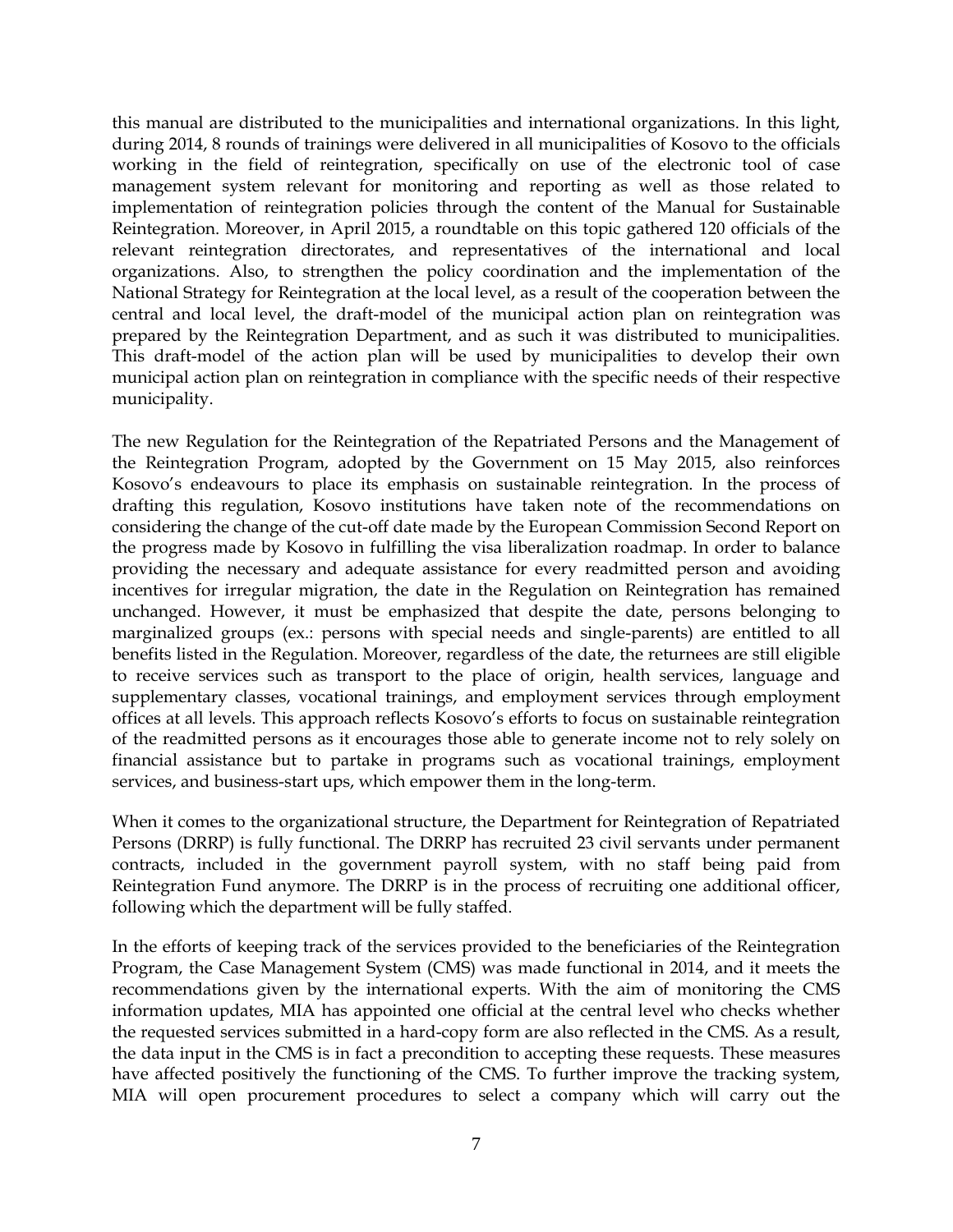this manual are distributed to the municipalities and international organizations. In this light, during 2014, 8 rounds of trainings were delivered in all municipalities of Kosovo to the officials working in the field of reintegration, specifically on use of the electronic tool of case management system relevant for monitoring and reporting as well as those related to implementation of reintegration policies through the content of the Manual for Sustainable Reintegration. Moreover, in April 2015, a roundtable on this topic gathered 120 officials of the relevant reintegration directorates, and representatives of the international and local organizations. Also, to strengthen the policy coordination and the implementation of the National Strategy for Reintegration at the local level, as a result of the cooperation between the central and local level, the draft-model of the municipal action plan on reintegration was prepared by the Reintegration Department, and as such it was distributed to municipalities. This draft-model of the action plan will be used by municipalities to develop their own municipal action plan on reintegration in compliance with the specific needs of their respective municipality.

The new Regulation for the Reintegration of the Repatriated Persons and the Management of the Reintegration Program, adopted by the Government on 15 May 2015, also reinforces Kosovo's endeavours to place its emphasis on sustainable reintegration. In the process of drafting this regulation, Kosovo institutions have taken note of the recommendations on considering the change of the cut-off date made by the European Commission Second Report on the progress made by Kosovo in fulfilling the visa liberalization roadmap. In order to balance providing the necessary and adequate assistance for every readmitted person and avoiding incentives for irregular migration, the date in the Regulation on Reintegration has remained unchanged. However, it must be emphasized that despite the date, persons belonging to marginalized groups (ex.: persons with special needs and single-parents) are entitled to all benefits listed in the Regulation. Moreover, regardless of the date, the returnees are still eligible to receive services such as transport to the place of origin, health services, language and supplementary classes, vocational trainings, and employment services through employment offices at all levels. This approach reflects Kosovo's efforts to focus on sustainable reintegration of the readmitted persons as it encourages those able to generate income not to rely solely on financial assistance but to partake in programs such as vocational trainings, employment services, and business-start ups, which empower them in the long-term.

When it comes to the organizational structure, the Department for Reintegration of Repatriated Persons (DRRP) is fully functional. The DRRP has recruited 23 civil servants under permanent contracts, included in the government payroll system, with no staff being paid from Reintegration Fund anymore. The DRRP is in the process of recruiting one additional officer, following which the department will be fully staffed.

In the efforts of keeping track of the services provided to the beneficiaries of the Reintegration Program, the Case Management System (CMS) was made functional in 2014, and it meets the recommendations given by the international experts. With the aim of monitoring the CMS information updates, MIA has appointed one official at the central level who checks whether the requested services submitted in a hard-copy form are also reflected in the CMS. As a result, the data input in the CMS is in fact a precondition to accepting these requests. These measures have affected positively the functioning of the CMS. To further improve the tracking system, MIA will open procurement procedures to select a company which will carry out the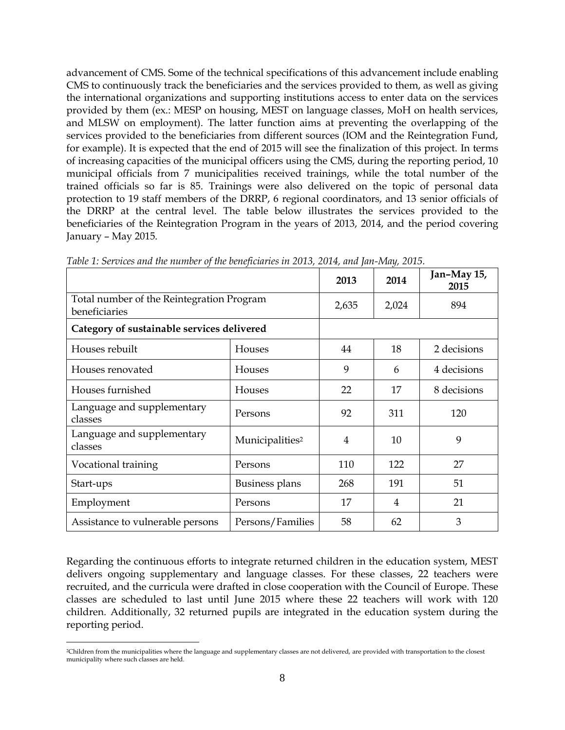advancement of CMS. Some of the technical specifications of this advancement include enabling CMS to continuously track the beneficiaries and the services provided to them, as well as giving the international organizations and supporting institutions access to enter data on the services provided by them (ex.: MESP on housing, MEST on language classes, MoH on health services, and MLSW on employment). The latter function aims at preventing the overlapping of the services provided to the beneficiaries from different sources (IOM and the Reintegration Fund, for example). It is expected that the end of 2015 will see the finalization of this project. In terms of increasing capacities of the municipal officers using the CMS, during the reporting period, 10 municipal officials from 7 municipalities received trainings, while the total number of the trained officials so far is 85. Trainings were also delivered on the topic of personal data protection to 19 staff members of the DRRP, 6 regional coordinators, and 13 senior officials of the DRRP at the central level. The table below illustrates the services provided to the beneficiaries of the Reintegration Program in the years of 2013, 2014, and the period covering January – May 2015.

*Table 1: Services and the number of the beneficiaries in 2013, 2014, and Jan-May, 2015.*

| | | 2013 | 2014 | Jan–May 15, 2015 |
|---|---|---|---|---|
| Total number of the Reintegration Program beneficiaries | | 2,635 | 2,024 | 894 |
| **Category of sustainable services delivered** | | | | |
| Houses rebuilt | Houses | 44 | 18 | 2 decisions |
| Houses renovated | Houses | 9 | 6 | 4 decisions |
| Houses furnished | Houses | 22 | 17 | 8 decisions |
| Language and supplementary classes | Persons | 92 | 311 | 120 |
| Language and supplementary classes | Municipalities[2] | 4 | 10 | 9 |
| Vocational training | Persons | 110 | 122 | 27 |
| Start-ups | Business plans | 268 | 191 | 51 |
| Employment | Persons | 17 | 4 | 21 |
| Assistance to vulnerable persons | Persons/Families | 58 | 62 | 3 |

Regarding the continuous efforts to integrate returned children in the education system, MEST delivers ongoing supplementary and language classes. For these classes, 22 teachers were recruited, and the curricula were drafted in close cooperation with the Council of Europe. These classes are scheduled to last until June 2015 where these 22 teachers will work with 120 children. Additionally, 32 returned pupils are integrated in the education system during the reporting period.

[2]Children from the municipalities where the language and supplementary classes are not delivered, are provided with transportation to the closest municipality where such classes are held.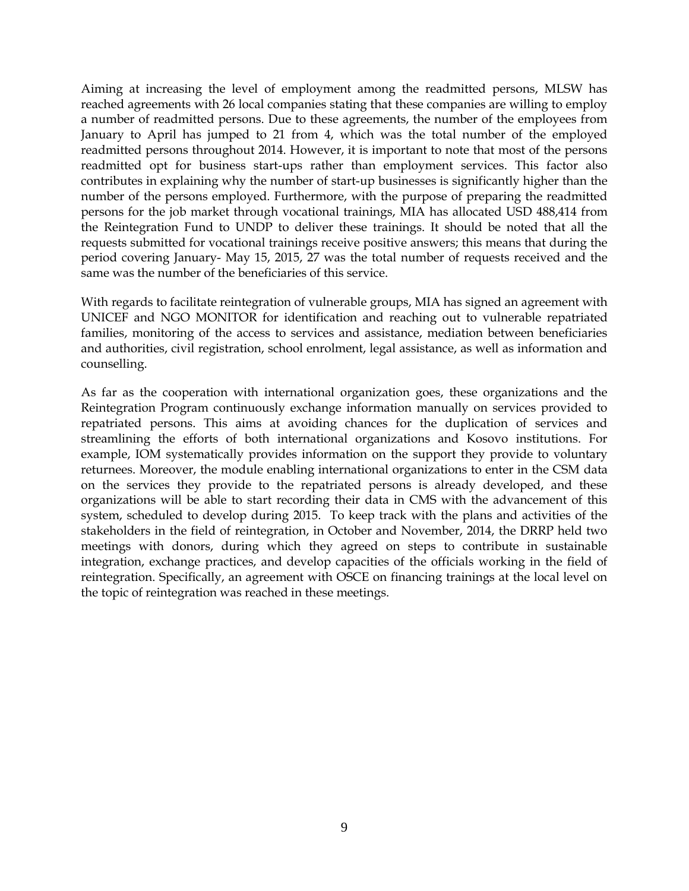Aiming at increasing the level of employment among the readmitted persons, MLSW has reached agreements with 26 local companies stating that these companies are willing to employ a number of readmitted persons. Due to these agreements, the number of the employees from January to April has jumped to 21 from 4, which was the total number of the employed readmitted persons throughout 2014. However, it is important to note that most of the persons readmitted opt for business start-ups rather than employment services. This factor also contributes in explaining why the number of start-up businesses is significantly higher than the number of the persons employed. Furthermore, with the purpose of preparing the readmitted persons for the job market through vocational trainings, MIA has allocated USD 488,414 from the Reintegration Fund to UNDP to deliver these trainings. It should be noted that all the requests submitted for vocational trainings receive positive answers; this means that during the period covering January- May 15, 2015, 27 was the total number of requests received and the same was the number of the beneficiaries of this service.

With regards to facilitate reintegration of vulnerable groups, MIA has signed an agreement with UNICEF and NGO MONITOR for identification and reaching out to vulnerable repatriated families, monitoring of the access to services and assistance, mediation between beneficiaries and authorities, civil registration, school enrolment, legal assistance, as well as information and counselling.

As far as the cooperation with international organization goes, these organizations and the Reintegration Program continuously exchange information manually on services provided to repatriated persons. This aims at avoiding chances for the duplication of services and streamlining the efforts of both international organizations and Kosovo institutions. For example, IOM systematically provides information on the support they provide to voluntary returnees. Moreover, the module enabling international organizations to enter in the CSM data on the services they provide to the repatriated persons is already developed, and these organizations will be able to start recording their data in CMS with the advancement of this system, scheduled to develop during 2015. To keep track with the plans and activities of the stakeholders in the field of reintegration, in October and November, 2014, the DRRP held two meetings with donors, during which they agreed on steps to contribute in sustainable integration, exchange practices, and develop capacities of the officials working in the field of reintegration. Specifically, an agreement with OSCE on financing trainings at the local level on the topic of reintegration was reached in these meetings.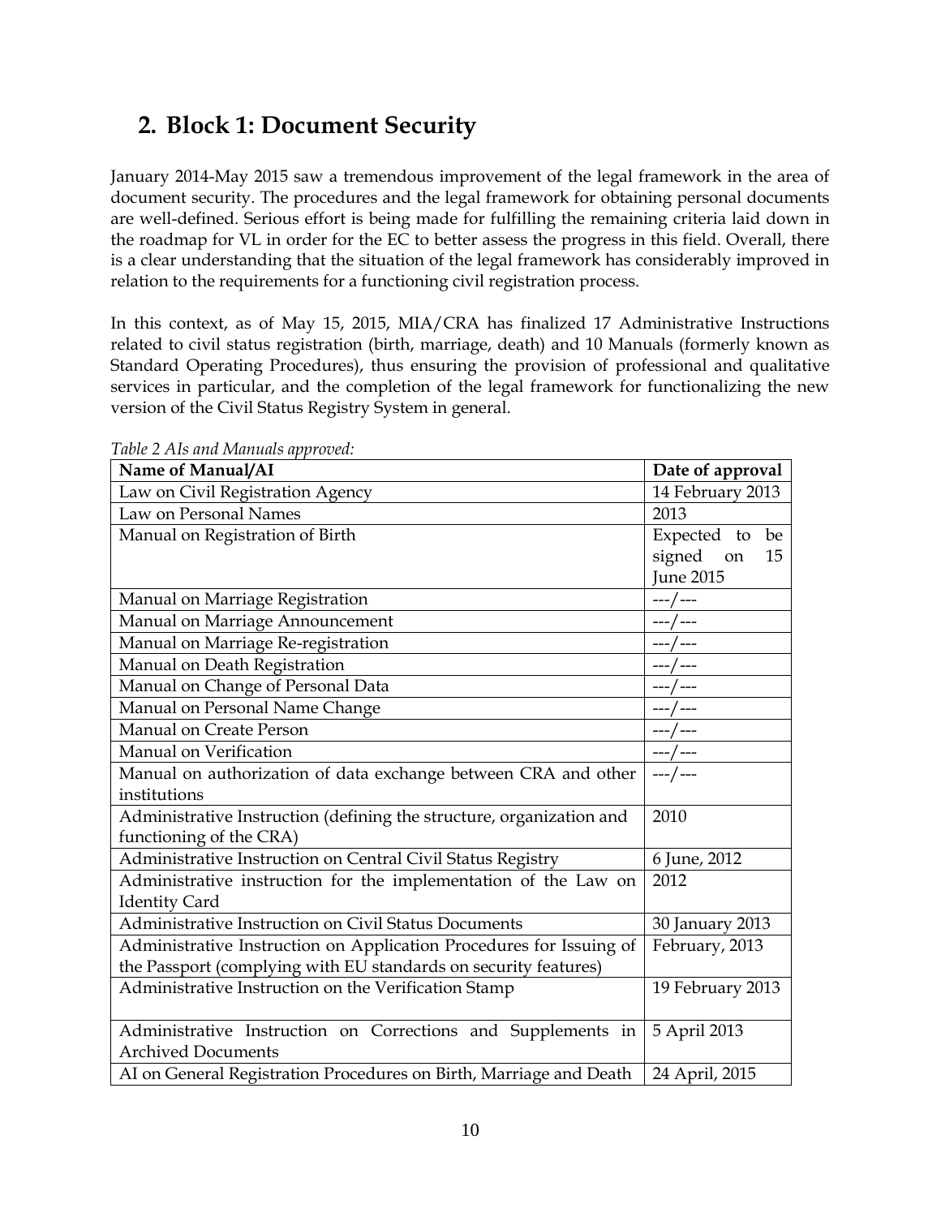## 2. Block 1: Document Security

January 2014-May 2015 saw a tremendous improvement of the legal framework in the area of document security. The procedures and the legal framework for obtaining personal documents are well-defined. Serious effort is being made for fulfilling the remaining criteria laid down in the roadmap for VL in order for the EC to better assess the progress in this field. Overall, there is a clear understanding that the situation of the legal framework has considerably improved in relation to the requirements for a functioning civil registration process.

In this context, as of May 15, 2015, MIA/CRA has finalized 17 Administrative Instructions related to civil status registration (birth, marriage, death) and 10 Manuals (formerly known as Standard Operating Procedures), thus ensuring the provision of professional and qualitative services in particular, and the completion of the legal framework for functionalizing the new version of the Civil Status Registry System in general.

*Table 2 AIs and Manuals approved:*

| Name of Manual/AI | Date of approval |
|---|---|
| Law on Civil Registration Agency | 14 February 2013 |
| Law on Personal Names | 2013 |
| Manual on Registration of Birth | Expected to be signed on 15 June 2015 |
| Manual on Marriage Registration | ---/--- |
| Manual on Marriage Announcement | ---/--- |
| Manual on Marriage Re-registration | ---/--- |
| Manual on Death Registration | ---/--- |
| Manual on Change of Personal Data | ---/--- |
| Manual on Personal Name Change | ---/--- |
| Manual on Create Person | ---/--- |
| Manual on Verification | ---/--- |
| Manual on authorization of data exchange between CRA and other institutions | ---/--- |
| Administrative Instruction (defining the structure, organization and functioning of the CRA) | 2010 |
| Administrative Instruction on Central Civil Status Registry | 6 June, 2012 |
| Administrative instruction for the implementation of the Law on Identity Card | 2012 |
| Administrative Instruction on Civil Status Documents | 30 January 2013 |
| Administrative Instruction on Application Procedures for Issuing of the Passport (complying with EU standards on security features) | February, 2013 |
| Administrative Instruction on the Verification Stamp | 19 February 2013 |
| Administrative Instruction on Corrections and Supplements in Archived Documents | 5 April 2013 |
| AI on General Registration Procedures on Birth, Marriage and Death | 24 April, 2015 |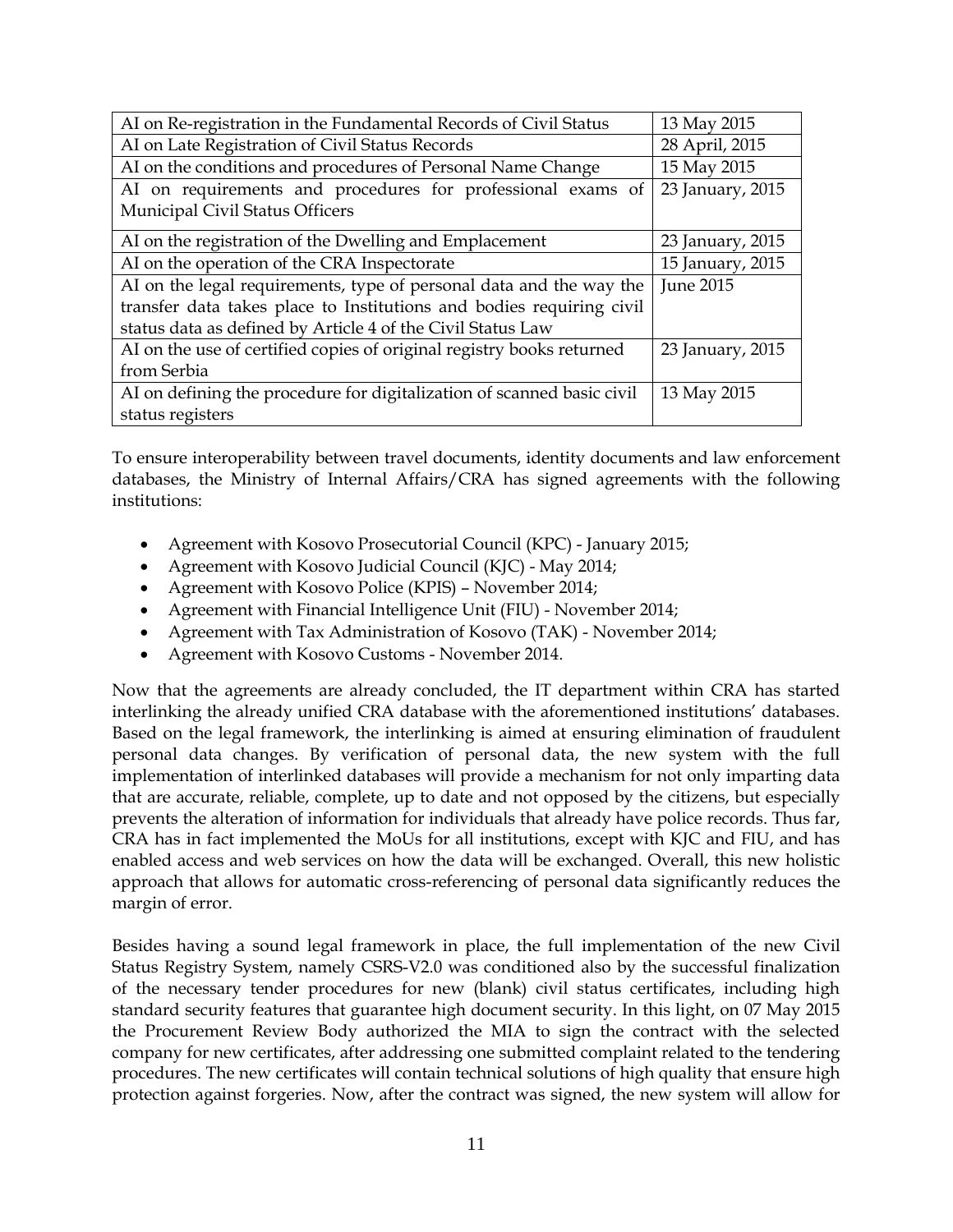| AI on Re-registration in the Fundamental Records of Civil Status | 13 May 2015 |
|---|---|
| AI on Late Registration of Civil Status Records | 28 April, 2015 |
| AI on the conditions and procedures of Personal Name Change | 15 May 2015 |
| AI on requirements and procedures for professional exams of Municipal Civil Status Officers | 23 January, 2015 |
| AI on the registration of the Dwelling and Emplacement | 23 January, 2015 |
| AI on the operation of the CRA Inspectorate | 15 January, 2015 |
| AI on the legal requirements, type of personal data and the way the transfer data takes place to Institutions and bodies requiring civil status data as defined by Article 4 of the Civil Status Law | June 2015 |
| AI on the use of certified copies of original registry books returned from Serbia | 23 January, 2015 |
| AI on defining the procedure for digitalization of scanned basic civil status registers | 13 May 2015 |

To ensure interoperability between travel documents, identity documents and law enforcement databases, the Ministry of Internal Affairs/CRA has signed agreements with the following institutions:

- Agreement with Kosovo Prosecutorial Council (KPC) - January 2015;
- Agreement with Kosovo Judicial Council (KJC) - May 2014;
- Agreement with Kosovo Police (KPIS) – November 2014;
- Agreement with Financial Intelligence Unit (FIU) - November 2014;
- Agreement with Tax Administration of Kosovo (TAK) - November 2014;
- Agreement with Kosovo Customs - November 2014.

Now that the agreements are already concluded, the IT department within CRA has started interlinking the already unified CRA database with the aforementioned institutions' databases. Based on the legal framework, the interlinking is aimed at ensuring elimination of fraudulent personal data changes. By verification of personal data, the new system with the full implementation of interlinked databases will provide a mechanism for not only imparting data that are accurate, reliable, complete, up to date and not opposed by the citizens, but especially prevents the alteration of information for individuals that already have police records. Thus far, CRA has in fact implemented the MoUs for all institutions, except with KJC and FIU, and has enabled access and web services on how the data will be exchanged. Overall, this new holistic approach that allows for automatic cross-referencing of personal data significantly reduces the margin of error.

Besides having a sound legal framework in place, the full implementation of the new Civil Status Registry System, namely CSRS-V2.0 was conditioned also by the successful finalization of the necessary tender procedures for new (blank) civil status certificates, including high standard security features that guarantee high document security. In this light, on 07 May 2015 the Procurement Review Body authorized the MIA to sign the contract with the selected company for new certificates, after addressing one submitted complaint related to the tendering procedures. The new certificates will contain technical solutions of high quality that ensure high protection against forgeries. Now, after the contract was signed, the new system will allow for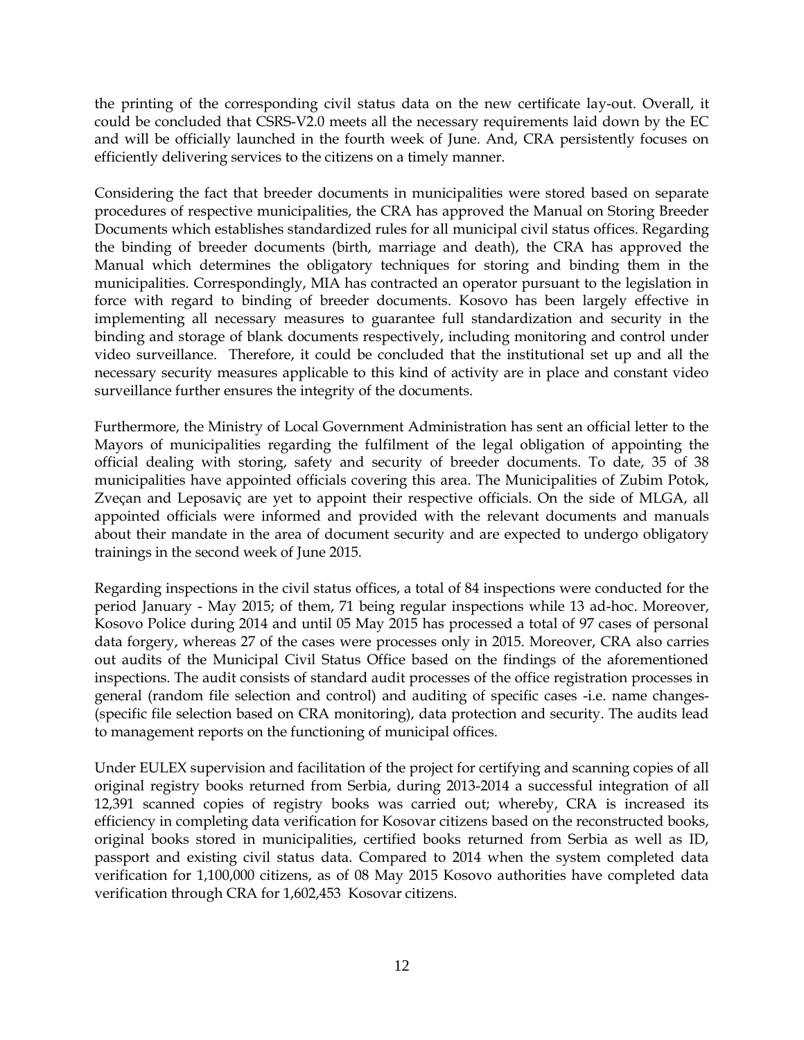the printing of the corresponding civil status data on the new certificate lay-out. Overall, it could be concluded that CSRS-V2.0 meets all the necessary requirements laid down by the EC and will be officially launched in the fourth week of June. And, CRA persistently focuses on efficiently delivering services to the citizens on a timely manner.

Considering the fact that breeder documents in municipalities were stored based on separate procedures of respective municipalities, the CRA has approved the Manual on Storing Breeder Documents which establishes standardized rules for all municipal civil status offices. Regarding the binding of breeder documents (birth, marriage and death), the CRA has approved the Manual which determines the obligatory techniques for storing and binding them in the municipalities. Correspondingly, MIA has contracted an operator pursuant to the legislation in force with regard to binding of breeder documents. Kosovo has been largely effective in implementing all necessary measures to guarantee full standardization and security in the binding and storage of blank documents respectively, including monitoring and control under video surveillance. Therefore, it could be concluded that the institutional set up and all the necessary security measures applicable to this kind of activity are in place and constant video surveillance further ensures the integrity of the documents.

Furthermore, the Ministry of Local Government Administration has sent an official letter to the Mayors of municipalities regarding the fulfilment of the legal obligation of appointing the official dealing with storing, safety and security of breeder documents. To date, 35 of 38 municipalities have appointed officials covering this area. The Municipalities of Zubim Potok, Zveçan and Leposaviç are yet to appoint their respective officials. On the side of MLGA, all appointed officials were informed and provided with the relevant documents and manuals about their mandate in the area of document security and are expected to undergo obligatory trainings in the second week of June 2015.

Regarding inspections in the civil status offices, a total of 84 inspections were conducted for the period January - May 2015; of them, 71 being regular inspections while 13 ad-hoc. Moreover, Kosovo Police during 2014 and until 05 May 2015 has processed a total of 97 cases of personal data forgery, whereas 27 of the cases were processes only in 2015. Moreover, CRA also carries out audits of the Municipal Civil Status Office based on the findings of the aforementioned inspections. The audit consists of standard audit processes of the office registration processes in general (random file selection and control) and auditing of specific cases -i.e. name changes- (specific file selection based on CRA monitoring), data protection and security. The audits lead to management reports on the functioning of municipal offices.

Under EULEX supervision and facilitation of the project for certifying and scanning copies of all original registry books returned from Serbia, during 2013-2014 a successful integration of all 12,391 scanned copies of registry books was carried out; whereby, CRA is increased its efficiency in completing data verification for Kosovar citizens based on the reconstructed books, original books stored in municipalities, certified books returned from Serbia as well as ID, passport and existing civil status data. Compared to 2014 when the system completed data verification for 1,100,000 citizens, as of 08 May 2015 Kosovo authorities have completed data verification through CRA for 1,602,453 Kosovar citizens.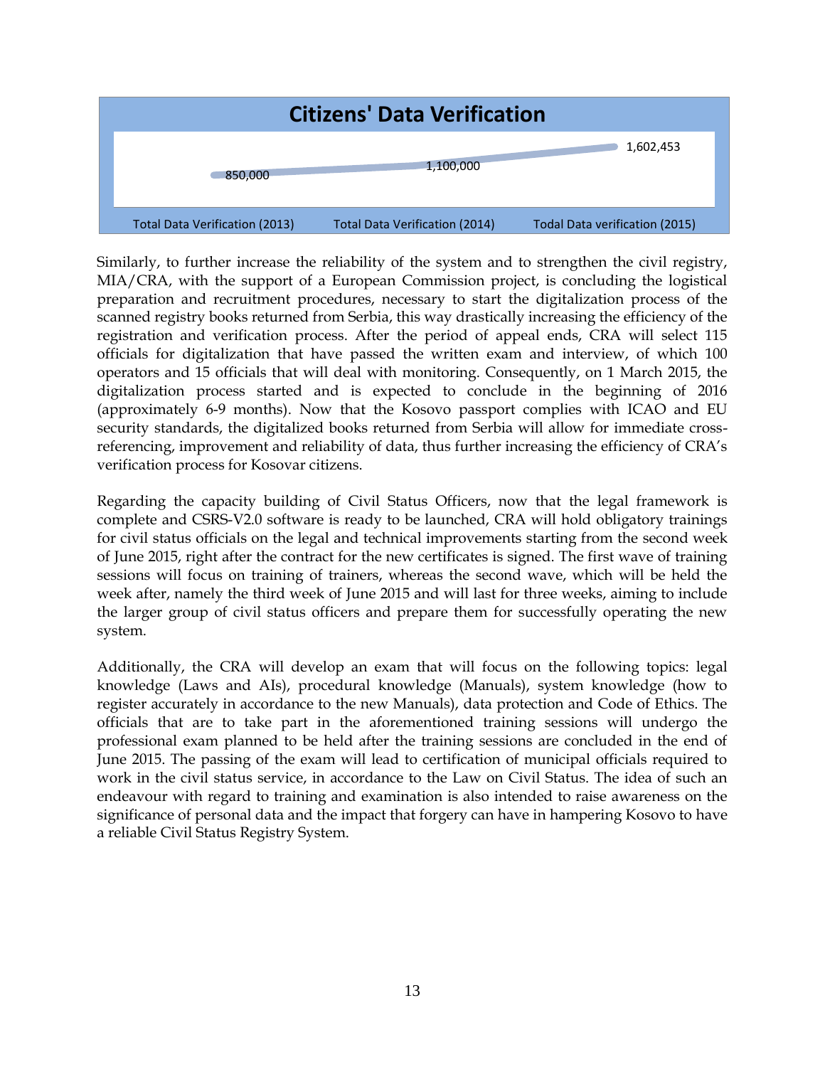**Citizens' Data Verification**

| Total Data Verification (2013) | Total Data Verification (2014) | Todal Data verification (2015) |
| --- | --- | --- |
| 850,000 | 1,100,000 | 1,602,453 |

Similarly, to further increase the reliability of the system and to strengthen the civil registry, MIA/CRA, with the support of a European Commission project, is concluding the logistical preparation and recruitment procedures, necessary to start the digitalization process of the scanned registry books returned from Serbia, this way drastically increasing the efficiency of the registration and verification process. After the period of appeal ends, CRA will select 115 officials for digitalization that have passed the written exam and interview, of which 100 operators and 15 officials that will deal with monitoring. Consequently, on 1 March 2015, the digitalization process started and is expected to conclude in the beginning of 2016 (approximately 6-9 months). Now that the Kosovo passport complies with ICAO and EU security standards, the digitalized books returned from Serbia will allow for immediate cross-referencing, improvement and reliability of data, thus further increasing the efficiency of CRA's verification process for Kosovar citizens.

Regarding the capacity building of Civil Status Officers, now that the legal framework is complete and CSRS-V2.0 software is ready to be launched, CRA will hold obligatory trainings for civil status officials on the legal and technical improvements starting from the second week of June 2015, right after the contract for the new certificates is signed. The first wave of training sessions will focus on training of trainers, whereas the second wave, which will be held the week after, namely the third week of June 2015 and will last for three weeks, aiming to include the larger group of civil status officers and prepare them for successfully operating the new system.

Additionally, the CRA will develop an exam that will focus on the following topics: legal knowledge (Laws and AIs), procedural knowledge (Manuals), system knowledge (how to register accurately in accordance to the new Manuals), data protection and Code of Ethics. The officials that are to take part in the aforementioned training sessions will undergo the professional exam planned to be held after the training sessions are concluded in the end of June 2015. The passing of the exam will lead to certification of municipal officials required to work in the civil status service, in accordance to the Law on Civil Status. The idea of such an endeavour with regard to training and examination is also intended to raise awareness on the significance of personal data and the impact that forgery can have in hampering Kosovo to have a reliable Civil Status Registry System.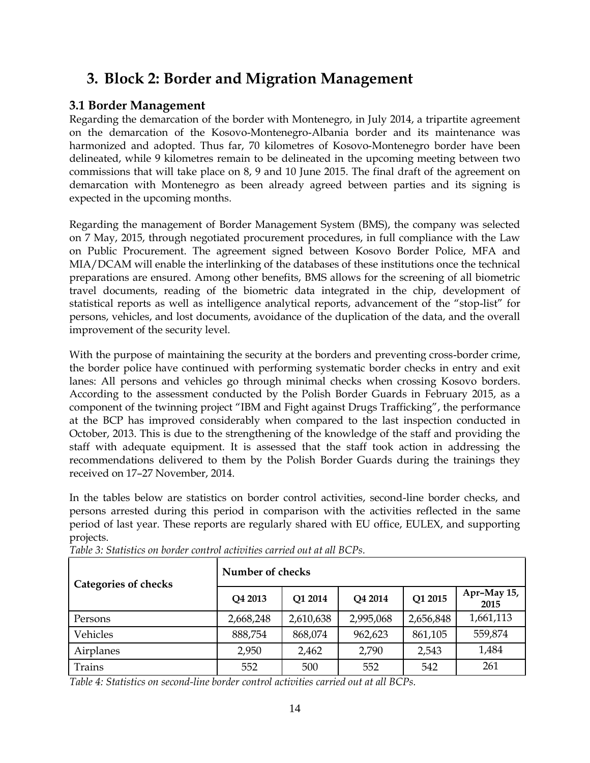# 3. Block 2: Border and Migration Management

## 3.1 Border Management

Regarding the demarcation of the border with Montenegro, in July 2014, a tripartite agreement on the demarcation of the Kosovo-Montenegro-Albania border and its maintenance was harmonized and adopted. Thus far, 70 kilometres of Kosovo-Montenegro border have been delineated, while 9 kilometres remain to be delineated in the upcoming meeting between two commissions that will take place on 8, 9 and 10 June 2015. The final draft of the agreement on demarcation with Montenegro as been already agreed between parties and its signing is expected in the upcoming months.

Regarding the management of Border Management System (BMS), the company was selected on 7 May, 2015, through negotiated procurement procedures, in full compliance with the Law on Public Procurement. The agreement signed between Kosovo Border Police, MFA and MIA/DCAM will enable the interlinking of the databases of these institutions once the technical preparations are ensured. Among other benefits, BMS allows for the screening of all biometric travel documents, reading of the biometric data integrated in the chip, development of statistical reports as well as intelligence analytical reports, advancement of the "stop-list" for persons, vehicles, and lost documents, avoidance of the duplication of the data, and the overall improvement of the security level.

With the purpose of maintaining the security at the borders and preventing cross-border crime, the border police have continued with performing systematic border checks in entry and exit lanes: All persons and vehicles go through minimal checks when crossing Kosovo borders. According to the assessment conducted by the Polish Border Guards in February 2015, as a component of the twinning project "IBM and Fight against Drugs Trafficking", the performance at the BCP has improved considerably when compared to the last inspection conducted in October, 2013. This is due to the strengthening of the knowledge of the staff and providing the staff with adequate equipment. It is assessed that the staff took action in addressing the recommendations delivered to them by the Polish Border Guards during the trainings they received on 17–27 November, 2014.

In the tables below are statistics on border control activities, second-line border checks, and persons arrested during this period in comparison with the activities reflected in the same period of last year. These reports are regularly shared with EU office, EULEX, and supporting projects.

*Table 3: Statistics on border control activities carried out at all BCPs.*

| Categories of checks | Number of checks | | | | |
|---|---|---|---|---|---|
| | Q4 2013 | Q1 2014 | Q4 2014 | Q1 2015 | Apr–May 15, 2015 |
| Persons | 2,668,248 | 2,610,638 | 2,995,068 | 2,656,848 | 1,661,113 |
| Vehicles | 888,754 | 868,074 | 962,623 | 861,105 | 559,874 |
| Airplanes | 2,950 | 2,462 | 2,790 | 2,543 | 1,484 |
| Trains | 552 | 500 | 552 | 542 | 261 |

*Table 4: Statistics on second-line border control activities carried out at all BCPs.*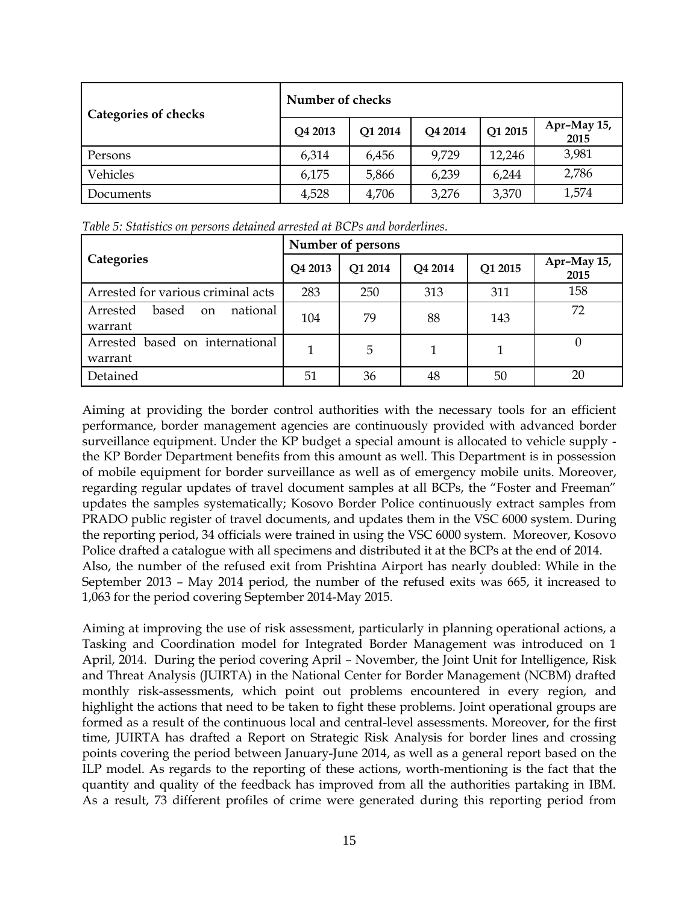| Categories of checks | Number of checks | | | | |
|---|---|---|---|---|---|
| | Q4 2013 | Q1 2014 | Q4 2014 | Q1 2015 | Apr–May 15, 2015 |
| Persons | 6,314 | 6,456 | 9,729 | 12,246 | 3,981 |
| Vehicles | 6,175 | 5,866 | 6,239 | 6,244 | 2,786 |
| Documents | 4,528 | 4,706 | 3,276 | 3,370 | 1,574 |

*Table 5: Statistics on persons detained arrested at BCPs and borderlines.*

| Categories | Number of persons | | | | |
|---|---|---|---|---|---|
| | Q4 2013 | Q1 2014 | Q4 2014 | Q1 2015 | Apr–May 15, 2015 |
| Arrested for various criminal acts | 283 | 250 | 313 | 311 | 158 |
| Arrested based on national warrant | 104 | 79 | 88 | 143 | 72 |
| Arrested based on international warrant | 1 | 5 | 1 | 1 | 0 |
| Detained | 51 | 36 | 48 | 50 | 20 |

Aiming at providing the border control authorities with the necessary tools for an efficient performance, border management agencies are continuously provided with advanced border surveillance equipment. Under the KP budget a special amount is allocated to vehicle supply - the KP Border Department benefits from this amount as well. This Department is in possession of mobile equipment for border surveillance as well as of emergency mobile units. Moreover, regarding regular updates of travel document samples at all BCPs, the "Foster and Freeman" updates the samples systematically; Kosovo Border Police continuously extract samples from PRADO public register of travel documents, and updates them in the VSC 6000 system. During the reporting period, 34 officials were trained in using the VSC 6000 system. Moreover, Kosovo Police drafted a catalogue with all specimens and distributed it at the BCPs at the end of 2014. Also, the number of the refused exit from Prishtina Airport has nearly doubled: While in the September 2013 – May 2014 period, the number of the refused exits was 665, it increased to 1,063 for the period covering September 2014-May 2015.

Aiming at improving the use of risk assessment, particularly in planning operational actions, a Tasking and Coordination model for Integrated Border Management was introduced on 1 April, 2014. During the period covering April – November, the Joint Unit for Intelligence, Risk and Threat Analysis (JUIRTA) in the National Center for Border Management (NCBM) drafted monthly risk-assessments, which point out problems encountered in every region, and highlight the actions that need to be taken to fight these problems. Joint operational groups are formed as a result of the continuous local and central-level assessments. Moreover, for the first time, JUIRTA has drafted a Report on Strategic Risk Analysis for border lines and crossing points covering the period between January-June 2014, as well as a general report based on the ILP model. As regards to the reporting of these actions, worth-mentioning is the fact that the quantity and quality of the feedback has improved from all the authorities partaking in IBM. As a result, 73 different profiles of crime were generated during this reporting period from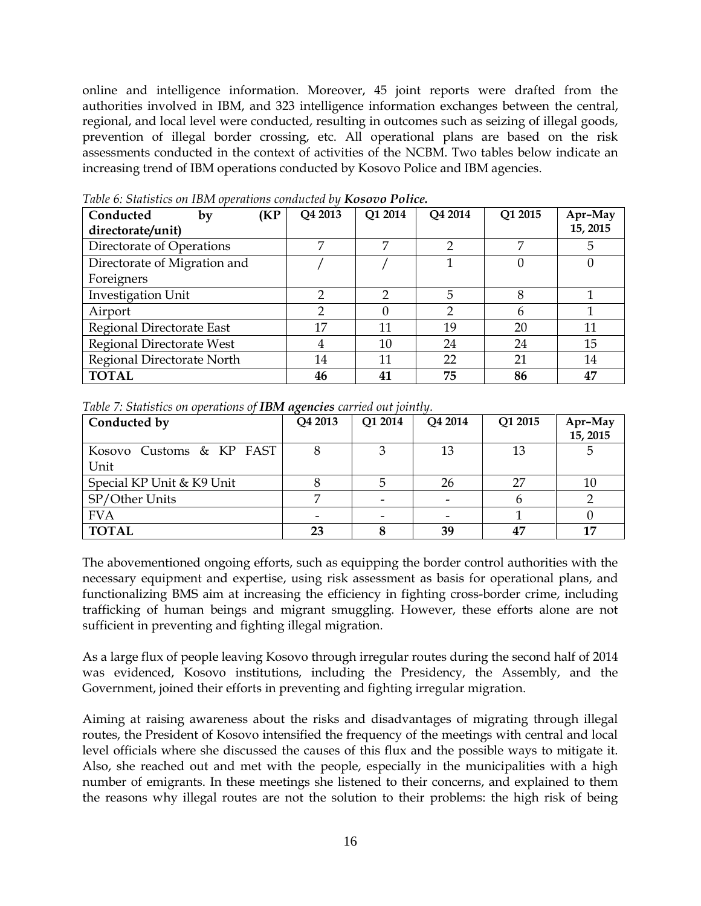online and intelligence information. Moreover, 45 joint reports were drafted from the authorities involved in IBM, and 323 intelligence information exchanges between the central, regional, and local level were conducted, resulting in outcomes such as seizing of illegal goods, prevention of illegal border crossing, etc. All operational plans are based on the risk assessments conducted in the context of activities of the NCBM. Two tables below indicate an increasing trend of IBM operations conducted by Kosovo Police and IBM agencies.

*Table 6: Statistics on IBM operations conducted by **Kosovo Police.***

| Conducted by (KP directorate/unit) | Q4 2013 | Q1 2014 | Q4 2014 | Q1 2015 | Apr–May 15, 2015 |
|---|---|---|---|---|---|
| Directorate of Operations | 7 | 7 | 2 | 7 | 5 |
| Directorate of Migration and Foreigners | / | / | 1 | 0 | 0 |
| Investigation Unit | 2 | 2 | 5 | 8 | 1 |
| Airport | 2 | 0 | 2 | 6 | 1 |
| Regional Directorate East | 17 | 11 | 19 | 20 | 11 |
| Regional Directorate West | 4 | 10 | 24 | 24 | 15 |
| Regional Directorate North | 14 | 11 | 22 | 21 | 14 |
| **TOTAL** | **46** | **41** | **75** | **86** | **47** |

*Table 7: Statistics on operations of **IBM agencies** carried out jointly.*

| Conducted by | Q4 2013 | Q1 2014 | Q4 2014 | Q1 2015 | Apr–May 15, 2015 |
|---|---|---|---|---|---|
| Kosovo Customs & KP FAST Unit | 8 | 3 | 13 | 13 | 5 |
| Special KP Unit & K9 Unit | 8 | 5 | 26 | 27 | 10 |
| SP/Other Units | 7 | - | - | 6 | 2 |
| FVA | - | - | - | 1 | 0 |
| **TOTAL** | **23** | **8** | **39** | **47** | **17** |

The abovementioned ongoing efforts, such as equipping the border control authorities with the necessary equipment and expertise, using risk assessment as basis for operational plans, and functionalizing BMS aim at increasing the efficiency in fighting cross-border crime, including trafficking of human beings and migrant smuggling. However, these efforts alone are not sufficient in preventing and fighting illegal migration.

As a large flux of people leaving Kosovo through irregular routes during the second half of 2014 was evidenced, Kosovo institutions, including the Presidency, the Assembly, and the Government, joined their efforts in preventing and fighting irregular migration.

Aiming at raising awareness about the risks and disadvantages of migrating through illegal routes, the President of Kosovo intensified the frequency of the meetings with central and local level officials where she discussed the causes of this flux and the possible ways to mitigate it. Also, she reached out and met with the people, especially in the municipalities with a high number of emigrants. In these meetings she listened to their concerns, and explained to them the reasons why illegal routes are not the solution to their problems: the high risk of being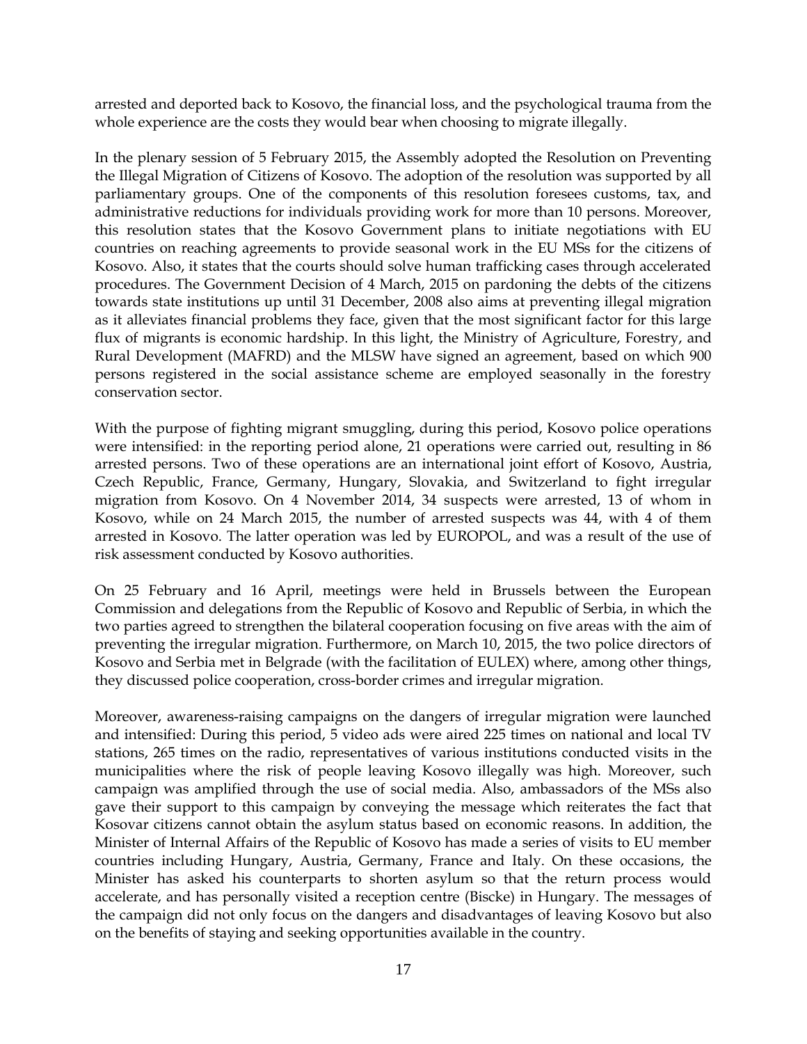arrested and deported back to Kosovo, the financial loss, and the psychological trauma from the whole experience are the costs they would bear when choosing to migrate illegally.

In the plenary session of 5 February 2015, the Assembly adopted the Resolution on Preventing the Illegal Migration of Citizens of Kosovo. The adoption of the resolution was supported by all parliamentary groups. One of the components of this resolution foresees customs, tax, and administrative reductions for individuals providing work for more than 10 persons. Moreover, this resolution states that the Kosovo Government plans to initiate negotiations with EU countries on reaching agreements to provide seasonal work in the EU MSs for the citizens of Kosovo. Also, it states that the courts should solve human trafficking cases through accelerated procedures. The Government Decision of 4 March, 2015 on pardoning the debts of the citizens towards state institutions up until 31 December, 2008 also aims at preventing illegal migration as it alleviates financial problems they face, given that the most significant factor for this large flux of migrants is economic hardship. In this light, the Ministry of Agriculture, Forestry, and Rural Development (MAFRD) and the MLSW have signed an agreement, based on which 900 persons registered in the social assistance scheme are employed seasonally in the forestry conservation sector.

With the purpose of fighting migrant smuggling, during this period, Kosovo police operations were intensified: in the reporting period alone, 21 operations were carried out, resulting in 86 arrested persons. Two of these operations are an international joint effort of Kosovo, Austria, Czech Republic, France, Germany, Hungary, Slovakia, and Switzerland to fight irregular migration from Kosovo. On 4 November 2014, 34 suspects were arrested, 13 of whom in Kosovo, while on 24 March 2015, the number of arrested suspects was 44, with 4 of them arrested in Kosovo. The latter operation was led by EUROPOL, and was a result of the use of risk assessment conducted by Kosovo authorities.

On 25 February and 16 April, meetings were held in Brussels between the European Commission and delegations from the Republic of Kosovo and Republic of Serbia, in which the two parties agreed to strengthen the bilateral cooperation focusing on five areas with the aim of preventing the irregular migration. Furthermore, on March 10, 2015, the two police directors of Kosovo and Serbia met in Belgrade (with the facilitation of EULEX) where, among other things, they discussed police cooperation, cross-border crimes and irregular migration.

Moreover, awareness-raising campaigns on the dangers of irregular migration were launched and intensified: During this period, 5 video ads were aired 225 times on national and local TV stations, 265 times on the radio, representatives of various institutions conducted visits in the municipalities where the risk of people leaving Kosovo illegally was high. Moreover, such campaign was amplified through the use of social media. Also, ambassadors of the MSs also gave their support to this campaign by conveying the message which reiterates the fact that Kosovar citizens cannot obtain the asylum status based on economic reasons. In addition, the Minister of Internal Affairs of the Republic of Kosovo has made a series of visits to EU member countries including Hungary, Austria, Germany, France and Italy. On these occasions, the Minister has asked his counterparts to shorten asylum so that the return process would accelerate, and has personally visited a reception centre (Biscke) in Hungary. The messages of the campaign did not only focus on the dangers and disadvantages of leaving Kosovo but also on the benefits of staying and seeking opportunities available in the country.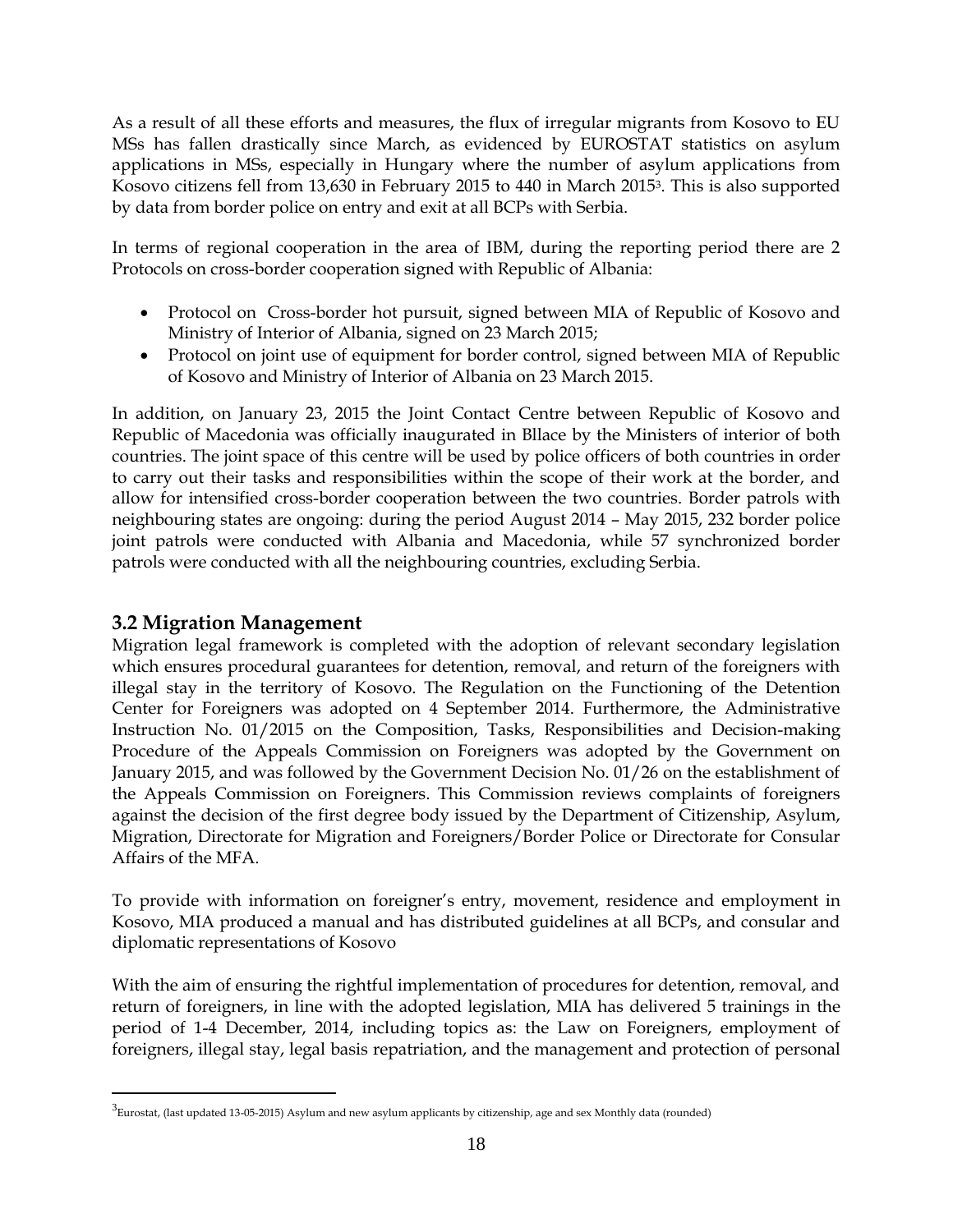As a result of all these efforts and measures, the flux of irregular migrants from Kosovo to EU MSs has fallen drastically since March, as evidenced by EUROSTAT statistics on asylum applications in MSs, especially in Hungary where the number of asylum applications from Kosovo citizens fell from 13,630 in February 2015 to 440 in March 2015[3]. This is also supported by data from border police on entry and exit at all BCPs with Serbia.

In terms of regional cooperation in the area of IBM, during the reporting period there are 2 Protocols on cross-border cooperation signed with Republic of Albania:

- Protocol on Cross-border hot pursuit, signed between MIA of Republic of Kosovo and Ministry of Interior of Albania, signed on 23 March 2015;
- Protocol on joint use of equipment for border control, signed between MIA of Republic of Kosovo and Ministry of Interior of Albania on 23 March 2015.

In addition, on January 23, 2015 the Joint Contact Centre between Republic of Kosovo and Republic of Macedonia was officially inaugurated in Bllace by the Ministers of interior of both countries. The joint space of this centre will be used by police officers of both countries in order to carry out their tasks and responsibilities within the scope of their work at the border, and allow for intensified cross-border cooperation between the two countries. Border patrols with neighbouring states are ongoing: during the period August 2014 – May 2015, 232 border police joint patrols were conducted with Albania and Macedonia, while 57 synchronized border patrols were conducted with all the neighbouring countries, excluding Serbia.

## 3.2 Migration Management

Migration legal framework is completed with the adoption of relevant secondary legislation which ensures procedural guarantees for detention, removal, and return of the foreigners with illegal stay in the territory of Kosovo. The Regulation on the Functioning of the Detention Center for Foreigners was adopted on 4 September 2014. Furthermore, the Administrative Instruction No. 01/2015 on the Composition, Tasks, Responsibilities and Decision-making Procedure of the Appeals Commission on Foreigners was adopted by the Government on January 2015, and was followed by the Government Decision No. 01/26 on the establishment of the Appeals Commission on Foreigners. This Commission reviews complaints of foreigners against the decision of the first degree body issued by the Department of Citizenship, Asylum, Migration, Directorate for Migration and Foreigners/Border Police or Directorate for Consular Affairs of the MFA.

To provide with information on foreigner's entry, movement, residence and employment in Kosovo, MIA produced a manual and has distributed guidelines at all BCPs, and consular and diplomatic representations of Kosovo

With the aim of ensuring the rightful implementation of procedures for detention, removal, and return of foreigners, in line with the adopted legislation, MIA has delivered 5 trainings in the period of 1-4 December, 2014, including topics as: the Law on Foreigners, employment of foreigners, illegal stay, legal basis repatriation, and the management and protection of personal

---

[3] Eurostat, (last updated 13-05-2015) Asylum and new asylum applicants by citizenship, age and sex Monthly data (rounded)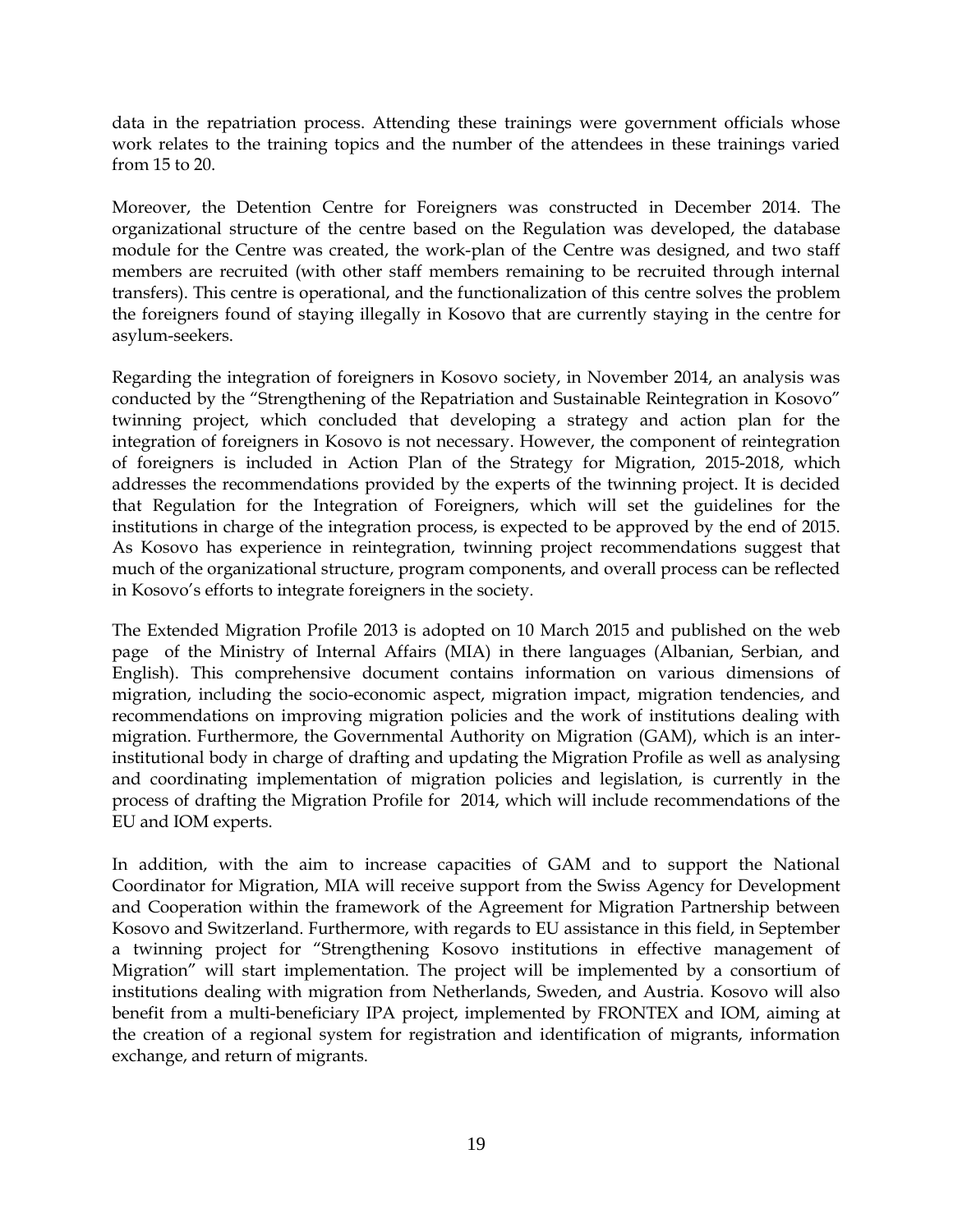data in the repatriation process. Attending these trainings were government officials whose work relates to the training topics and the number of the attendees in these trainings varied from 15 to 20.

Moreover, the Detention Centre for Foreigners was constructed in December 2014. The organizational structure of the centre based on the Regulation was developed, the database module for the Centre was created, the work-plan of the Centre was designed, and two staff members are recruited (with other staff members remaining to be recruited through internal transfers). This centre is operational, and the functionalization of this centre solves the problem the foreigners found of staying illegally in Kosovo that are currently staying in the centre for asylum-seekers.

Regarding the integration of foreigners in Kosovo society, in November 2014, an analysis was conducted by the "Strengthening of the Repatriation and Sustainable Reintegration in Kosovo" twinning project, which concluded that developing a strategy and action plan for the integration of foreigners in Kosovo is not necessary. However, the component of reintegration of foreigners is included in Action Plan of the Strategy for Migration, 2015-2018, which addresses the recommendations provided by the experts of the twinning project. It is decided that Regulation for the Integration of Foreigners, which will set the guidelines for the institutions in charge of the integration process, is expected to be approved by the end of 2015. As Kosovo has experience in reintegration, twinning project recommendations suggest that much of the organizational structure, program components, and overall process can be reflected in Kosovo's efforts to integrate foreigners in the society.

The Extended Migration Profile 2013 is adopted on 10 March 2015 and published on the web page of the Ministry of Internal Affairs (MIA) in there languages (Albanian, Serbian, and English). This comprehensive document contains information on various dimensions of migration, including the socio-economic aspect, migration impact, migration tendencies, and recommendations on improving migration policies and the work of institutions dealing with migration. Furthermore, the Governmental Authority on Migration (GAM), which is an inter-institutional body in charge of drafting and updating the Migration Profile as well as analysing and coordinating implementation of migration policies and legislation, is currently in the process of drafting the Migration Profile for 2014, which will include recommendations of the EU and IOM experts.

In addition, with the aim to increase capacities of GAM and to support the National Coordinator for Migration, MIA will receive support from the Swiss Agency for Development and Cooperation within the framework of the Agreement for Migration Partnership between Kosovo and Switzerland. Furthermore, with regards to EU assistance in this field, in September a twinning project for "Strengthening Kosovo institutions in effective management of Migration" will start implementation. The project will be implemented by a consortium of institutions dealing with migration from Netherlands, Sweden, and Austria. Kosovo will also benefit from a multi-beneficiary IPA project, implemented by FRONTEX and IOM, aiming at the creation of a regional system for registration and identification of migrants, information exchange, and return of migrants.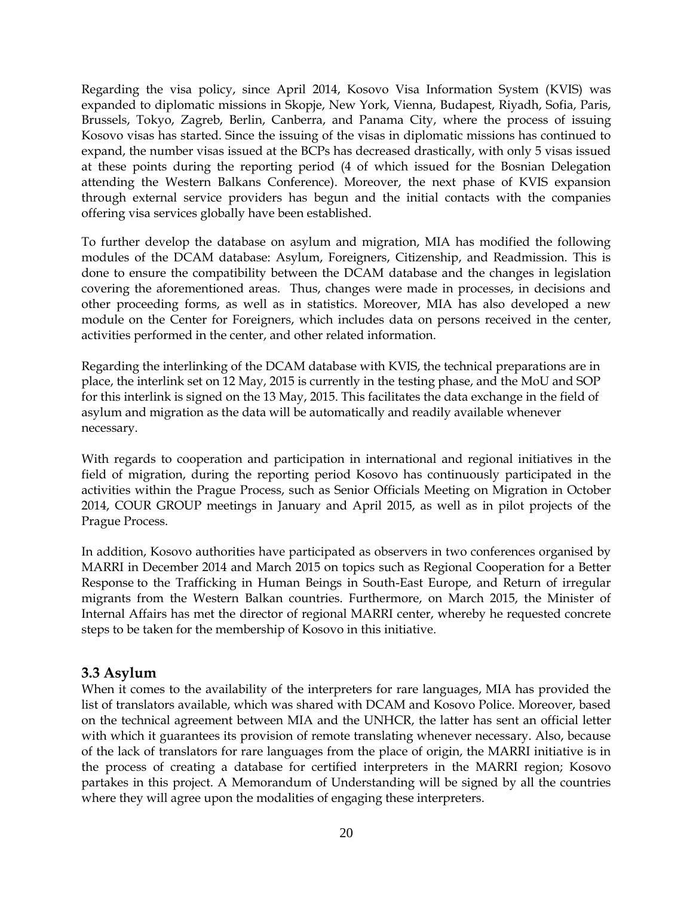Regarding the visa policy, since April 2014, Kosovo Visa Information System (KVIS) was expanded to diplomatic missions in Skopje, New York, Vienna, Budapest, Riyadh, Sofia, Paris, Brussels, Tokyo, Zagreb, Berlin, Canberra, and Panama City, where the process of issuing Kosovo visas has started. Since the issuing of the visas in diplomatic missions has continued to expand, the number visas issued at the BCPs has decreased drastically, with only 5 visas issued at these points during the reporting period (4 of which issued for the Bosnian Delegation attending the Western Balkans Conference). Moreover, the next phase of KVIS expansion through external service providers has begun and the initial contacts with the companies offering visa services globally have been established.

To further develop the database on asylum and migration, MIA has modified the following modules of the DCAM database: Asylum, Foreigners, Citizenship, and Readmission. This is done to ensure the compatibility between the DCAM database and the changes in legislation covering the aforementioned areas. Thus, changes were made in processes, in decisions and other proceeding forms, as well as in statistics. Moreover, MIA has also developed a new module on the Center for Foreigners, which includes data on persons received in the center, activities performed in the center, and other related information.

Regarding the interlinking of the DCAM database with KVIS, the technical preparations are in place, the interlink set on 12 May, 2015 is currently in the testing phase, and the MoU and SOP for this interlink is signed on the 13 May, 2015. This facilitates the data exchange in the field of asylum and migration as the data will be automatically and readily available whenever necessary.

With regards to cooperation and participation in international and regional initiatives in the field of migration, during the reporting period Kosovo has continuously participated in the activities within the Prague Process, such as Senior Officials Meeting on Migration in October 2014, COUR GROUP meetings in January and April 2015, as well as in pilot projects of the Prague Process.

In addition, Kosovo authorities have participated as observers in two conferences organised by MARRI in December 2014 and March 2015 on topics such as Regional Cooperation for a Better Response to the Trafficking in Human Beings in South-East Europe, and Return of irregular migrants from the Western Balkan countries. Furthermore, on March 2015, the Minister of Internal Affairs has met the director of regional MARRI center, whereby he requested concrete steps to be taken for the membership of Kosovo in this initiative.

### 3.3 Asylum

When it comes to the availability of the interpreters for rare languages, MIA has provided the list of translators available, which was shared with DCAM and Kosovo Police. Moreover, based on the technical agreement between MIA and the UNHCR, the latter has sent an official letter with which it guarantees its provision of remote translating whenever necessary. Also, because of the lack of translators for rare languages from the place of origin, the MARRI initiative is in the process of creating a database for certified interpreters in the MARRI region; Kosovo partakes in this project. A Memorandum of Understanding will be signed by all the countries where they will agree upon the modalities of engaging these interpreters.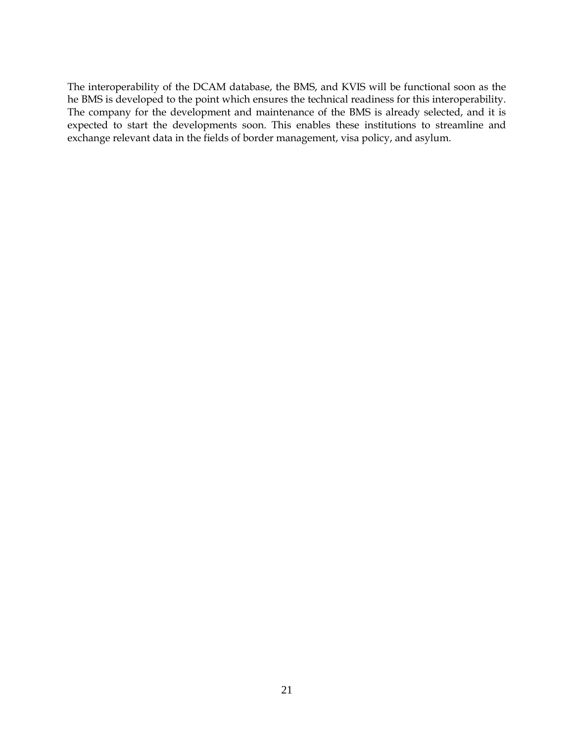The interoperability of the DCAM database, the BMS, and KVIS will be functional soon as the he BMS is developed to the point which ensures the technical readiness for this interoperability. The company for the development and maintenance of the BMS is already selected, and it is expected to start the developments soon. This enables these institutions to streamline and exchange relevant data in the fields of border management, visa policy, and asylum.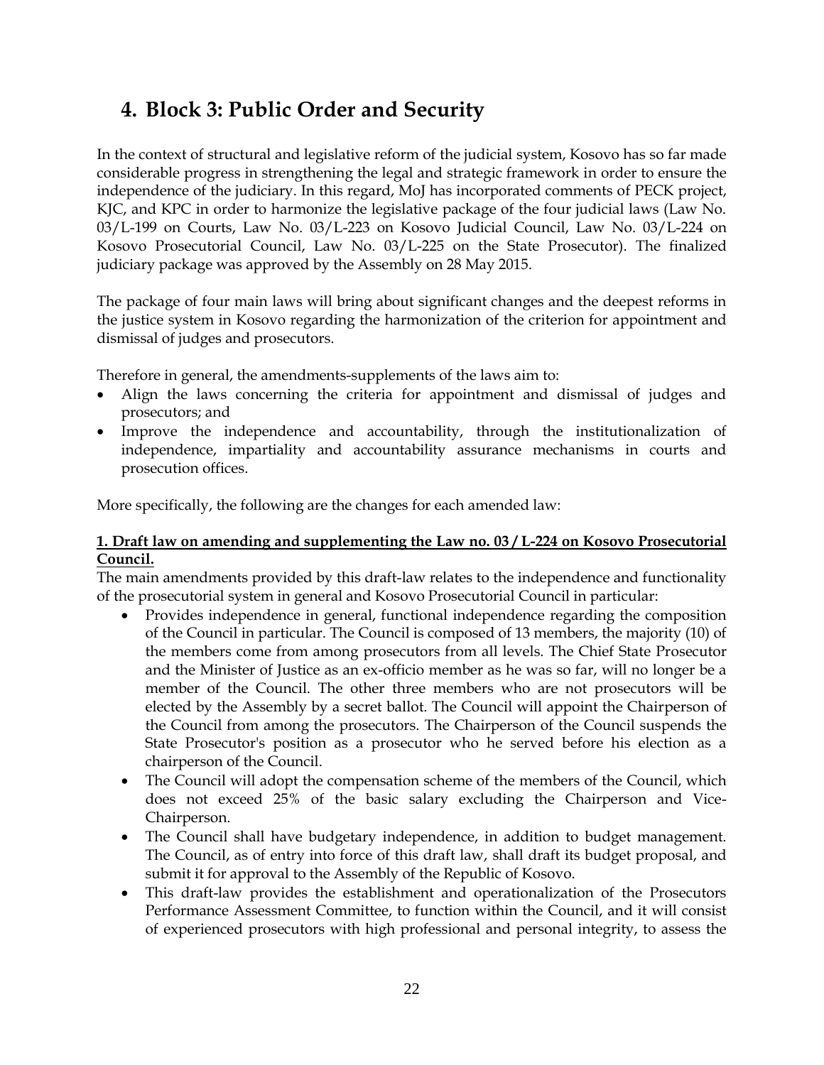# 4. Block 3: Public Order and Security

In the context of structural and legislative reform of the judicial system, Kosovo has so far made considerable progress in strengthening the legal and strategic framework in order to ensure the independence of the judiciary. In this regard, MoJ has incorporated comments of PECK project, KJC, and KPC in order to harmonize the legislative package of the four judicial laws (Law No. 03/L-199 on Courts, Law No. 03/L-223 on Kosovo Judicial Council, Law No. 03/L-224 on Kosovo Prosecutorial Council, Law No. 03/L-225 on the State Prosecutor). The finalized judiciary package was approved by the Assembly on 28 May 2015.

The package of four main laws will bring about significant changes and the deepest reforms in the justice system in Kosovo regarding the harmonization of the criterion for appointment and dismissal of judges and prosecutors.

Therefore in general, the amendments-supplements of the laws aim to:

- Align the laws concerning the criteria for appointment and dismissal of judges and prosecutors; and
- Improve the independence and accountability, through the institutionalization of independence, impartiality and accountability assurance mechanisms in courts and prosecution offices.

More specifically, the following are the changes for each amended law:

**1. Draft law on amending and supplementing the Law no. 03 / L-224 on Kosovo Prosecutorial Council.**

The main amendments provided by this draft-law relates to the independence and functionality of the prosecutorial system in general and Kosovo Prosecutorial Council in particular:

- Provides independence in general, functional independence regarding the composition of the Council in particular. The Council is composed of 13 members, the majority (10) of the members come from among prosecutors from all levels. The Chief State Prosecutor and the Minister of Justice as an ex-officio member as he was so far, will no longer be a member of the Council. The other three members who are not prosecutors will be elected by the Assembly by a secret ballot. The Council will appoint the Chairperson of the Council from among the prosecutors. The Chairperson of the Council suspends the State Prosecutor's position as a prosecutor who he served before his election as a chairperson of the Council.
- The Council will adopt the compensation scheme of the members of the Council, which does not exceed 25% of the basic salary excluding the Chairperson and Vice-Chairperson.
- The Council shall have budgetary independence, in addition to budget management. The Council, as of entry into force of this draft law, shall draft its budget proposal, and submit it for approval to the Assembly of the Republic of Kosovo.
- This draft-law provides the establishment and operationalization of the Prosecutors Performance Assessment Committee, to function within the Council, and it will consist of experienced prosecutors with high professional and personal integrity, to assess the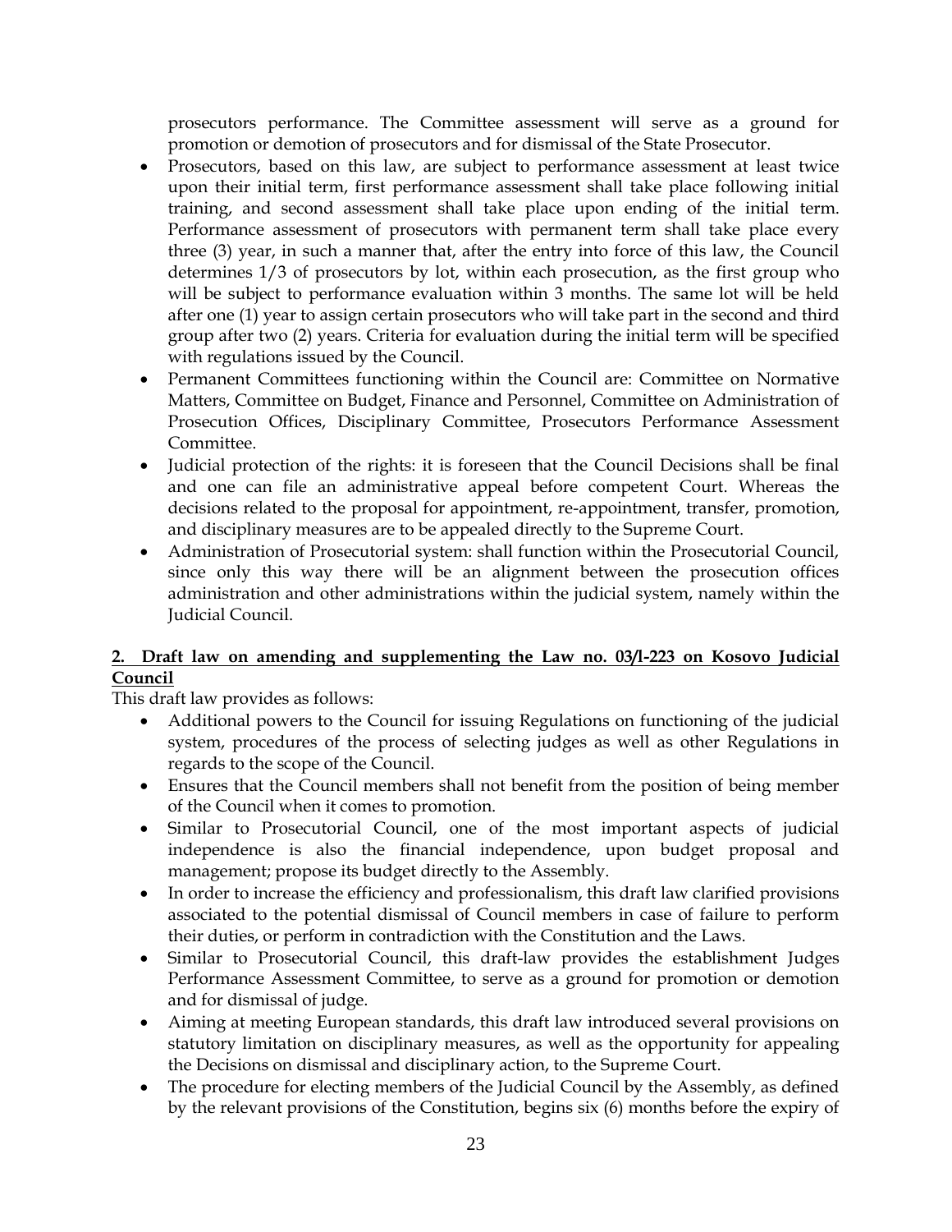prosecutors performance. The Committee assessment will serve as a ground for promotion or demotion of prosecutors and for dismissal of the State Prosecutor.

- Prosecutors, based on this law, are subject to performance assessment at least twice upon their initial term, first performance assessment shall take place following initial training, and second assessment shall take place upon ending of the initial term. Performance assessment of prosecutors with permanent term shall take place every three (3) year, in such a manner that, after the entry into force of this law, the Council determines 1/3 of prosecutors by lot, within each prosecution, as the first group who will be subject to performance evaluation within 3 months. The same lot will be held after one (1) year to assign certain prosecutors who will take part in the second and third group after two (2) years. Criteria for evaluation during the initial term will be specified with regulations issued by the Council.
- Permanent Committees functioning within the Council are: Committee on Normative Matters, Committee on Budget, Finance and Personnel, Committee on Administration of Prosecution Offices, Disciplinary Committee, Prosecutors Performance Assessment Committee.
- Judicial protection of the rights: it is foreseen that the Council Decisions shall be final and one can file an administrative appeal before competent Court. Whereas the decisions related to the proposal for appointment, re-appointment, transfer, promotion, and disciplinary measures are to be appealed directly to the Supreme Court.
- Administration of Prosecutorial system: shall function within the Prosecutorial Council, since only this way there will be an alignment between the prosecution offices administration and other administrations within the judicial system, namely within the Judicial Council.

## 2. Draft law on amending and supplementing the Law no. 03/l-223 on Kosovo Judicial Council

This draft law provides as follows:

- Additional powers to the Council for issuing Regulations on functioning of the judicial system, procedures of the process of selecting judges as well as other Regulations in regards to the scope of the Council.
- Ensures that the Council members shall not benefit from the position of being member of the Council when it comes to promotion.
- Similar to Prosecutorial Council, one of the most important aspects of judicial independence is also the financial independence, upon budget proposal and management; propose its budget directly to the Assembly.
- In order to increase the efficiency and professionalism, this draft law clarified provisions associated to the potential dismissal of Council members in case of failure to perform their duties, or perform in contradiction with the Constitution and the Laws.
- Similar to Prosecutorial Council, this draft-law provides the establishment Judges Performance Assessment Committee, to serve as a ground for promotion or demotion and for dismissal of judge.
- Aiming at meeting European standards, this draft law introduced several provisions on statutory limitation on disciplinary measures, as well as the opportunity for appealing the Decisions on dismissal and disciplinary action, to the Supreme Court.
- The procedure for electing members of the Judicial Council by the Assembly, as defined by the relevant provisions of the Constitution, begins six (6) months before the expiry of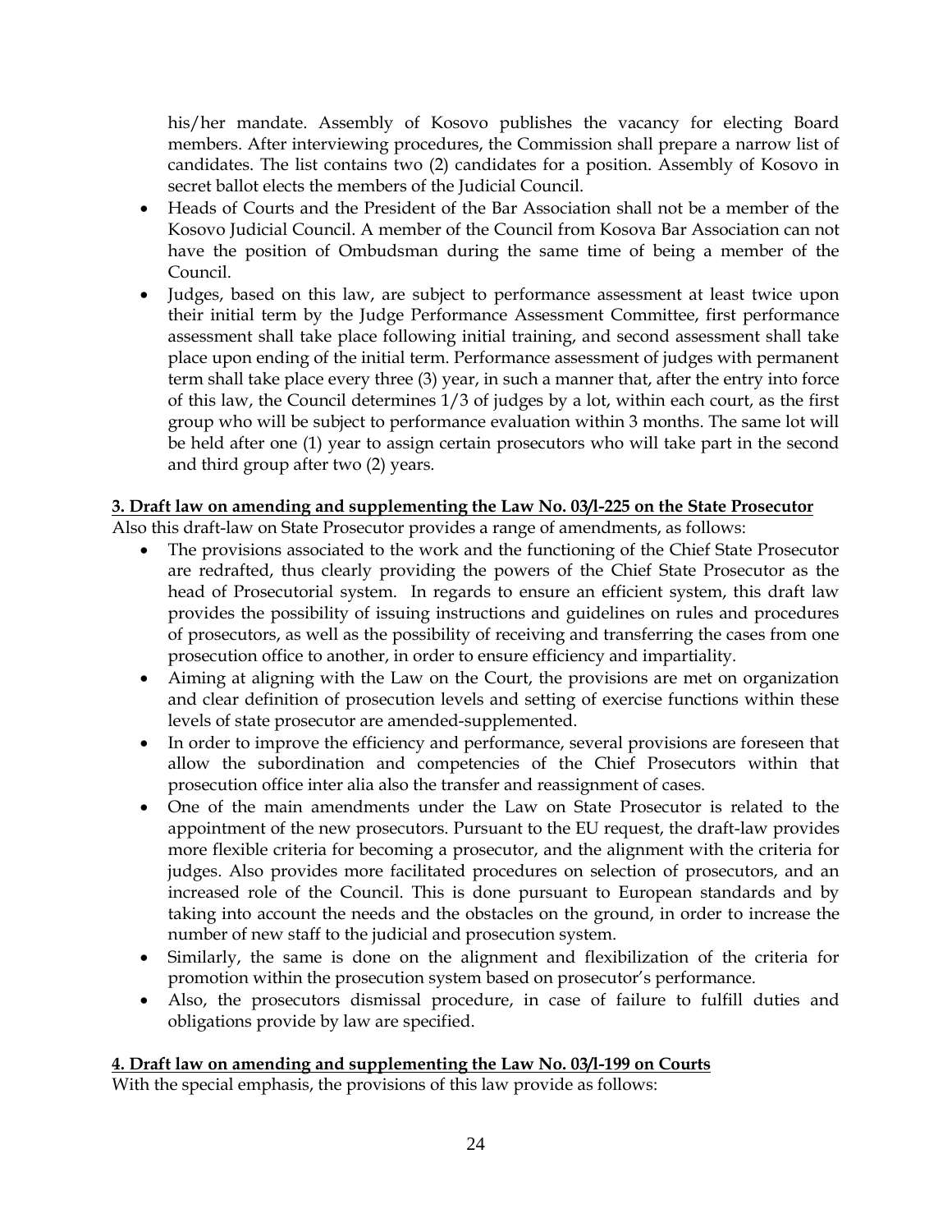his/her mandate. Assembly of Kosovo publishes the vacancy for electing Board members. After interviewing procedures, the Commission shall prepare a narrow list of candidates. The list contains two (2) candidates for a position. Assembly of Kosovo in secret ballot elects the members of the Judicial Council.

- Heads of Courts and the President of the Bar Association shall not be a member of the Kosovo Judicial Council. A member of the Council from Kosova Bar Association can not have the position of Ombudsman during the same time of being a member of the Council.
- Judges, based on this law, are subject to performance assessment at least twice upon their initial term by the Judge Performance Assessment Committee, first performance assessment shall take place following initial training, and second assessment shall take place upon ending of the initial term. Performance assessment of judges with permanent term shall take place every three (3) year, in such a manner that, after the entry into force of this law, the Council determines 1/3 of judges by a lot, within each court, as the first group who will be subject to performance evaluation within 3 months. The same lot will be held after one (1) year to assign certain prosecutors who will take part in the second and third group after two (2) years.

**3. Draft law on amending and supplementing the Law No. 03/l-225 on the State Prosecutor**

Also this draft-law on State Prosecutor provides a range of amendments, as follows:

- The provisions associated to the work and the functioning of the Chief State Prosecutor are redrafted, thus clearly providing the powers of the Chief State Prosecutor as the head of Prosecutorial system. In regards to ensure an efficient system, this draft law provides the possibility of issuing instructions and guidelines on rules and procedures of prosecutors, as well as the possibility of receiving and transferring the cases from one prosecution office to another, in order to ensure efficiency and impartiality.
- Aiming at aligning with the Law on the Court, the provisions are met on organization and clear definition of prosecution levels and setting of exercise functions within these levels of state prosecutor are amended-supplemented.
- In order to improve the efficiency and performance, several provisions are foreseen that allow the subordination and competencies of the Chief Prosecutors within that prosecution office inter alia also the transfer and reassignment of cases.
- One of the main amendments under the Law on State Prosecutor is related to the appointment of the new prosecutors. Pursuant to the EU request, the draft-law provides more flexible criteria for becoming a prosecutor, and the alignment with the criteria for judges. Also provides more facilitated procedures on selection of prosecutors, and an increased role of the Council. This is done pursuant to European standards and by taking into account the needs and the obstacles on the ground, in order to increase the number of new staff to the judicial and prosecution system.
- Similarly, the same is done on the alignment and flexibilization of the criteria for promotion within the prosecution system based on prosecutor's performance.
- Also, the prosecutors dismissal procedure, in case of failure to fulfill duties and obligations provide by law are specified.

**4. Draft law on amending and supplementing the Law No. 03/l-199 on Courts**

With the special emphasis, the provisions of this law provide as follows: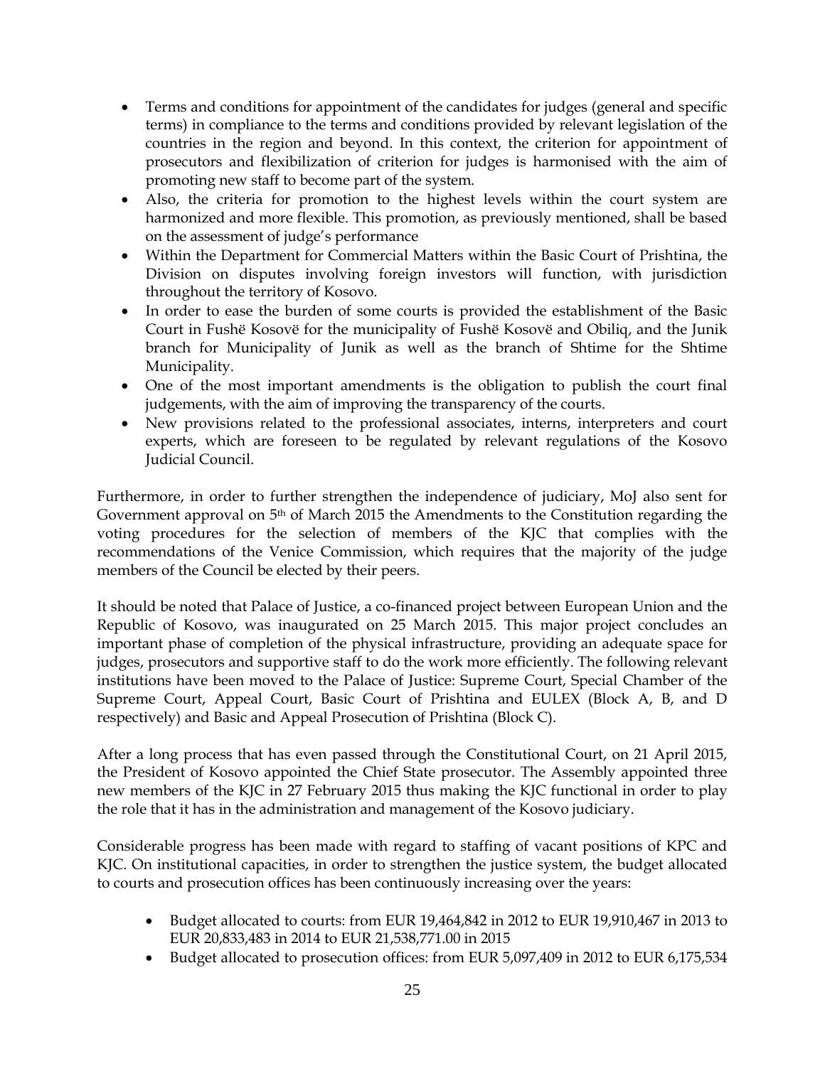- Terms and conditions for appointment of the candidates for judges (general and specific terms) in compliance to the terms and conditions provided by relevant legislation of the countries in the region and beyond. In this context, the criterion for appointment of prosecutors and flexibilization of criterion for judges is harmonised with the aim of promoting new staff to become part of the system.
- Also, the criteria for promotion to the highest levels within the court system are harmonized and more flexible. This promotion, as previously mentioned, shall be based on the assessment of judge's performance
- Within the Department for Commercial Matters within the Basic Court of Prishtina, the Division on disputes involving foreign investors will function, with jurisdiction throughout the territory of Kosovo.
- In order to ease the burden of some courts is provided the establishment of the Basic Court in Fushë Kosovë for the municipality of Fushë Kosovë and Obiliq, and the Junik branch for Municipality of Junik as well as the branch of Shtime for the Shtime Municipality.
- One of the most important amendments is the obligation to publish the court final judgements, with the aim of improving the transparency of the courts.
- New provisions related to the professional associates, interns, interpreters and court experts, which are foreseen to be regulated by relevant regulations of the Kosovo Judicial Council.

Furthermore, in order to further strengthen the independence of judiciary, MoJ also sent for Government approval on 5th of March 2015 the Amendments to the Constitution regarding the voting procedures for the selection of members of the KJC that complies with the recommendations of the Venice Commission, which requires that the majority of the judge members of the Council be elected by their peers.

It should be noted that Palace of Justice, a co-financed project between European Union and the Republic of Kosovo, was inaugurated on 25 March 2015. This major project concludes an important phase of completion of the physical infrastructure, providing an adequate space for judges, prosecutors and supportive staff to do the work more efficiently. The following relevant institutions have been moved to the Palace of Justice: Supreme Court, Special Chamber of the Supreme Court, Appeal Court, Basic Court of Prishtina and EULEX (Block A, B, and D respectively) and Basic and Appeal Prosecution of Prishtina (Block C).

After a long process that has even passed through the Constitutional Court, on 21 April 2015, the President of Kosovo appointed the Chief State prosecutor. The Assembly appointed three new members of the KJC in 27 February 2015 thus making the KJC functional in order to play the role that it has in the administration and management of the Kosovo judiciary.

Considerable progress has been made with regard to staffing of vacant positions of KPC and KJC. On institutional capacities, in order to strengthen the justice system, the budget allocated to courts and prosecution offices has been continuously increasing over the years:

- Budget allocated to courts: from EUR 19,464,842 in 2012 to EUR 19,910,467 in 2013 to EUR 20,833,483 in 2014 to EUR 21,538,771.00 in 2015
- Budget allocated to prosecution offices: from EUR 5,097,409 in 2012 to EUR 6,175,534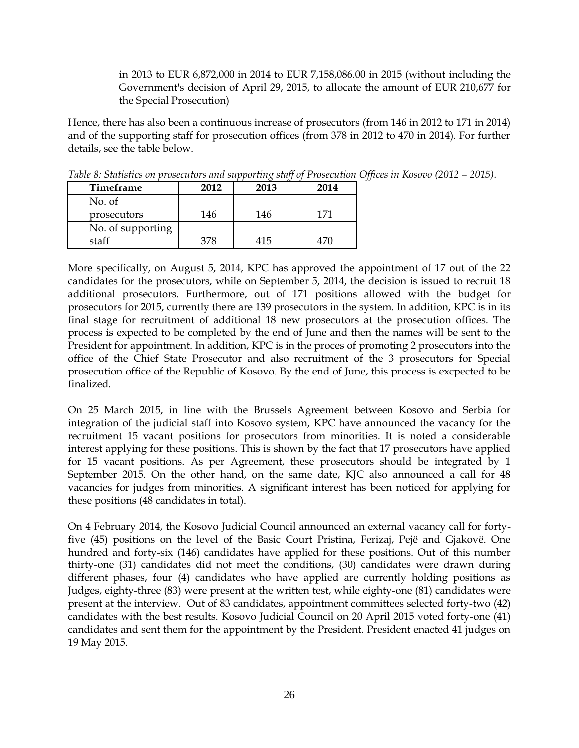in 2013 to EUR 6,872,000 in 2014 to EUR 7,158,086.00 in 2015 (without including the Government's decision of April 29, 2015, to allocate the amount of EUR 210,677 for the Special Prosecution)

Hence, there has also been a continuous increase of prosecutors (from 146 in 2012 to 171 in 2014) and of the supporting staff for prosecution offices (from 378 in 2012 to 470 in 2014). For further details, see the table below.

*Table 8: Statistics on prosecutors and supporting staff of Prosecution Offices in Kosovo (2012 – 2015).*

| Timeframe | 2012 | 2013 | 2014 |
|---|---|---|---|
| No. of prosecutors | 146 | 146 | 171 |
| No. of supporting staff | 378 | 415 | 470 |

More specifically, on August 5, 2014, KPC has approved the appointment of 17 out of the 22 candidates for the prosecutors, while on September 5, 2014, the decision is issued to recruit 18 additional prosecutors. Furthermore, out of 171 positions allowed with the budget for prosecutors for 2015, currently there are 139 prosecutors in the system. In addition, KPC is in its final stage for recruitment of additional 18 new prosecutors at the prosecution offices. The process is expected to be completed by the end of June and then the names will be sent to the President for appointment. In addition, KPC is in the proces of promoting 2 prosecutors into the office of the Chief State Prosecutor and also recruitment of the 3 prosecutors for Special prosecution office of the Republic of Kosovo. By the end of June, this process is excpected to be finalized.

On 25 March 2015, in line with the Brussels Agreement between Kosovo and Serbia for integration of the judicial staff into Kosovo system, KPC have announced the vacancy for the recruitment 15 vacant positions for prosecutors from minorities. It is noted a considerable interest applying for these positions. This is shown by the fact that 17 prosecutors have applied for 15 vacant positions. As per Agreement, these prosecutors should be integrated by 1 September 2015. On the other hand, on the same date, KJC also announced a call for 48 vacancies for judges from minorities. A significant interest has been noticed for applying for these positions (48 candidates in total).

On 4 February 2014, the Kosovo Judicial Council announced an external vacancy call for forty-five (45) positions on the level of the Basic Court Pristina, Ferizaj, Pejë and Gjakovë. One hundred and forty-six (146) candidates have applied for these positions. Out of this number thirty-one (31) candidates did not meet the conditions, (30) candidates were drawn during different phases, four (4) candidates who have applied are currently holding positions as Judges, eighty-three (83) were present at the written test, while eighty-one (81) candidates were present at the interview. Out of 83 candidates, appointment committees selected forty-two (42) candidates with the best results. Kosovo Judicial Council on 20 April 2015 voted forty-one (41) candidates and sent them for the appointment by the President. President enacted 41 judges on 19 May 2015.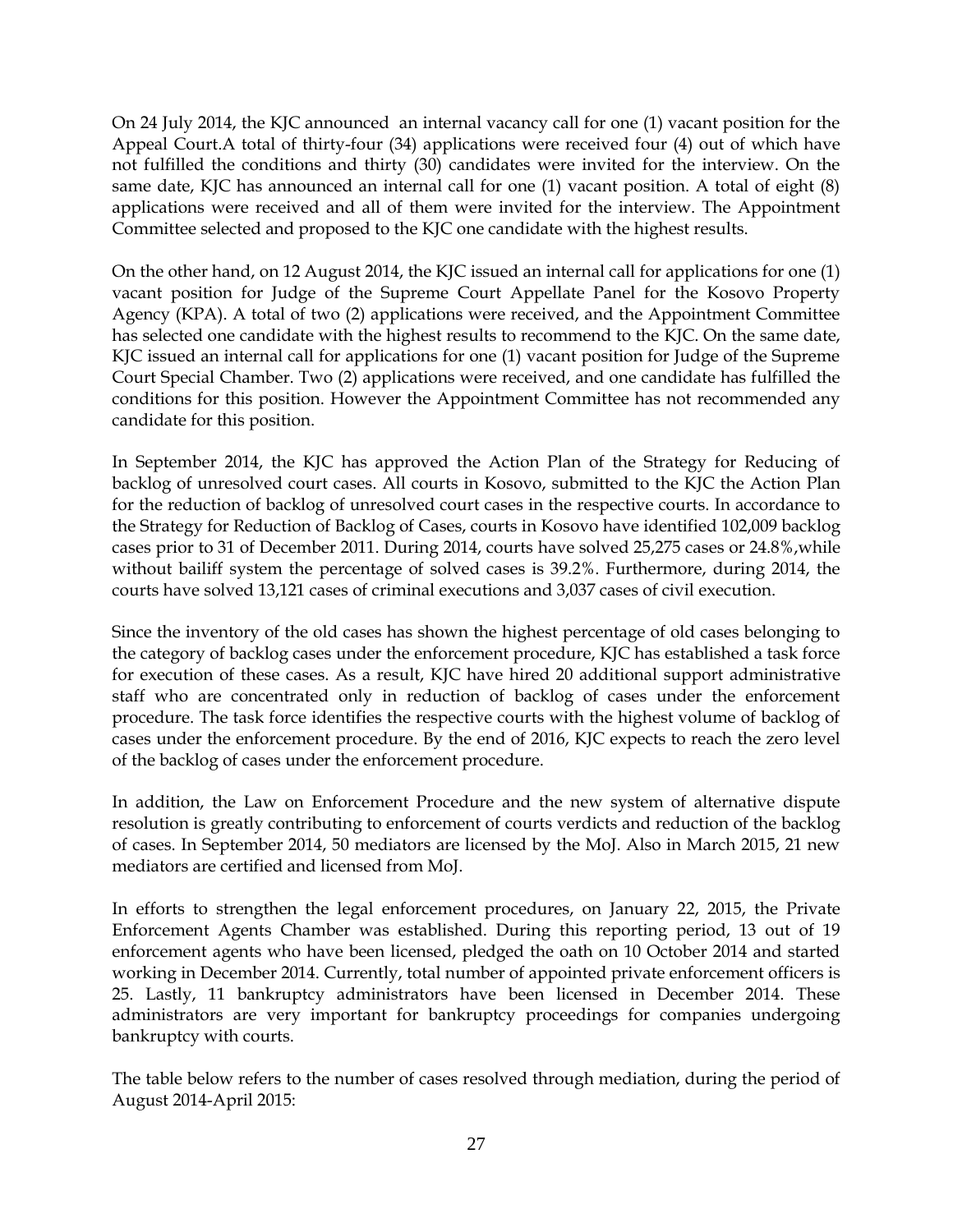On 24 July 2014, the KJC announced  an internal vacancy call for one (1) vacant position for the Appeal Court.A total of thirty-four (34) applications were received four (4) out of which have not fulfilled the conditions and thirty (30) candidates were invited for the interview. On the same date, KJC has announced an internal call for one (1) vacant position. A total of eight (8) applications were received and all of them were invited for the interview. The Appointment Committee selected and proposed to the KJC one candidate with the highest results.

On the other hand, on 12 August 2014, the KJC issued an internal call for applications for one (1) vacant position for Judge of the Supreme Court Appellate Panel for the Kosovo Property Agency (KPA). A total of two (2) applications were received, and the Appointment Committee has selected one candidate with the highest results to recommend to the KJC. On the same date, KJC issued an internal call for applications for one (1) vacant position for Judge of the Supreme Court Special Chamber. Two (2) applications were received, and one candidate has fulfilled the conditions for this position. However the Appointment Committee has not recommended any candidate for this position.

In September 2014, the KJC has approved the Action Plan of the Strategy for Reducing of backlog of unresolved court cases. All courts in Kosovo, submitted to the KJC the Action Plan for the reduction of backlog of unresolved court cases in the respective courts. In accordance to the Strategy for Reduction of Backlog of Cases, courts in Kosovo have identified 102,009 backlog cases prior to 31 of December 2011. During 2014, courts have solved 25,275 cases or 24.8%,while without bailiff system the percentage of solved cases is 39.2%. Furthermore, during 2014, the courts have solved 13,121 cases of criminal executions and 3,037 cases of civil execution.

Since the inventory of the old cases has shown the highest percentage of old cases belonging to the category of backlog cases under the enforcement procedure, KJC has established a task force for execution of these cases. As a result, KJC have hired 20 additional support administrative staff who are concentrated only in reduction of backlog of cases under the enforcement procedure. The task force identifies the respective courts with the highest volume of backlog of cases under the enforcement procedure. By the end of 2016, KJC expects to reach the zero level of the backlog of cases under the enforcement procedure.

In addition, the Law on Enforcement Procedure and the new system of alternative dispute resolution is greatly contributing to enforcement of courts verdicts and reduction of the backlog of cases. In September 2014, 50 mediators are licensed by the MoJ. Also in March 2015, 21 new mediators are certified and licensed from MoJ.

In efforts to strengthen the legal enforcement procedures, on January 22, 2015, the Private Enforcement Agents Chamber was established. During this reporting period, 13 out of 19 enforcement agents who have been licensed, pledged the oath on 10 October 2014 and started working in December 2014. Currently, total number of appointed private enforcement officers is 25. Lastly, 11 bankruptcy administrators have been licensed in December 2014. These administrators are very important for bankruptcy proceedings for companies undergoing bankruptcy with courts.

The table below refers to the number of cases resolved through mediation, during the period of August 2014-April 2015: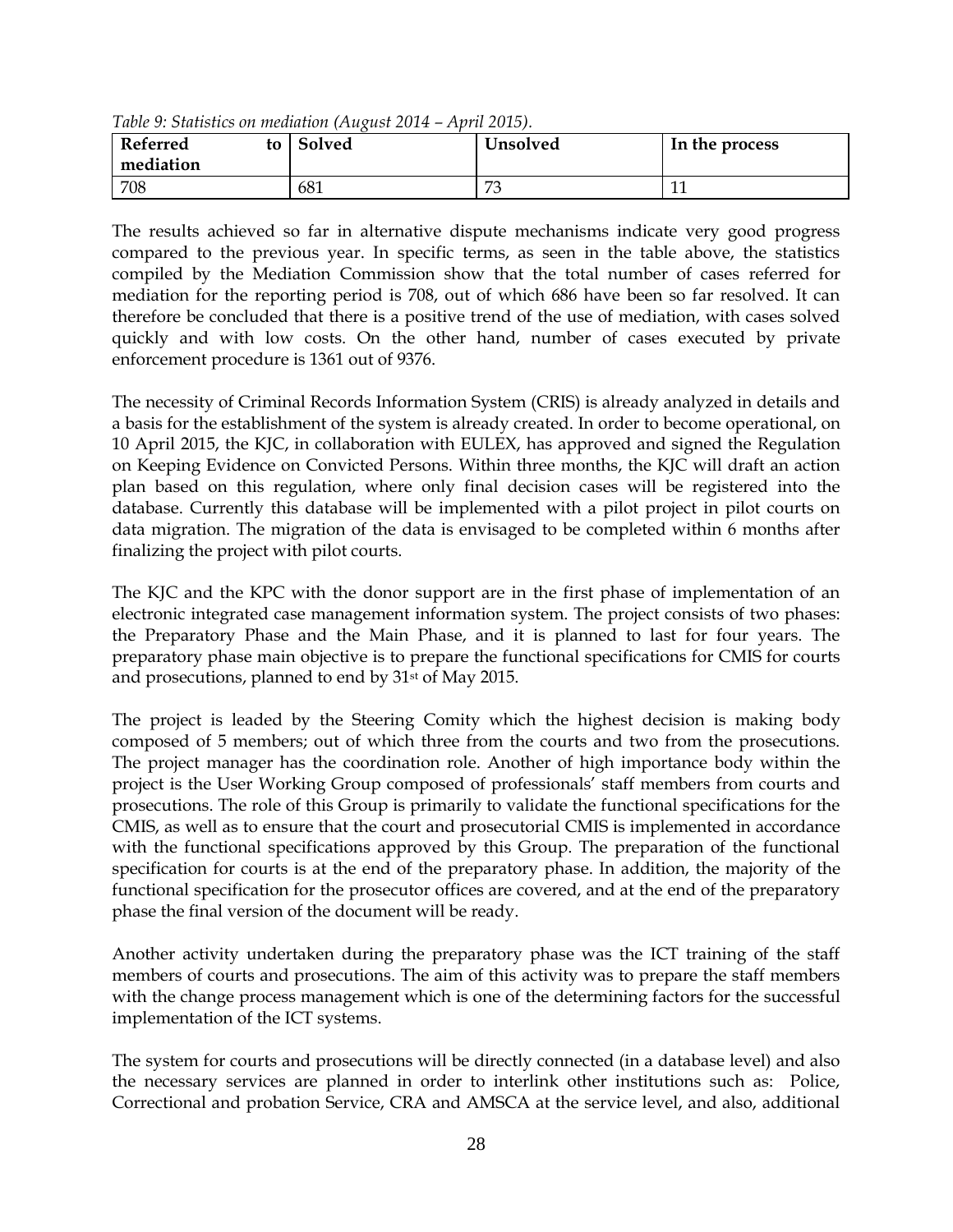*Table 9: Statistics on mediation (August 2014 – April 2015).*

| Referred to mediation | Solved | Unsolved | In the process |
|---|---|---|---|
| 708 | 681 | 73 | 11 |

The results achieved so far in alternative dispute mechanisms indicate very good progress compared to the previous year. In specific terms, as seen in the table above, the statistics compiled by the Mediation Commission show that the total number of cases referred for mediation for the reporting period is 708, out of which 686 have been so far resolved. It can therefore be concluded that there is a positive trend of the use of mediation, with cases solved quickly and with low costs. On the other hand, number of cases executed by private enforcement procedure is 1361 out of 9376.

The necessity of Criminal Records Information System (CRIS) is already analyzed in details and a basis for the establishment of the system is already created. In order to become operational, on 10 April 2015, the KJC, in collaboration with EULEX, has approved and signed the Regulation on Keeping Evidence on Convicted Persons. Within three months, the KJC will draft an action plan based on this regulation, where only final decision cases will be registered into the database. Currently this database will be implemented with a pilot project in pilot courts on data migration. The migration of the data is envisaged to be completed within 6 months after finalizing the project with pilot courts.

The KJC and the KPC with the donor support are in the first phase of implementation of an electronic integrated case management information system. The project consists of two phases: the Preparatory Phase and the Main Phase, and it is planned to last for four years. The preparatory phase main objective is to prepare the functional specifications for CMIS for courts and prosecutions, planned to end by 31st of May 2015.

The project is leaded by the Steering Comity which the highest decision is making body composed of 5 members; out of which three from the courts and two from the prosecutions. The project manager has the coordination role. Another of high importance body within the project is the User Working Group composed of professionals' staff members from courts and prosecutions. The role of this Group is primarily to validate the functional specifications for the CMIS, as well as to ensure that the court and prosecutorial CMIS is implemented in accordance with the functional specifications approved by this Group. The preparation of the functional specification for courts is at the end of the preparatory phase. In addition, the majority of the functional specification for the prosecutor offices are covered, and at the end of the preparatory phase the final version of the document will be ready.

Another activity undertaken during the preparatory phase was the ICT training of the staff members of courts and prosecutions. The aim of this activity was to prepare the staff members with the change process management which is one of the determining factors for the successful implementation of the ICT systems.

The system for courts and prosecutions will be directly connected (in a database level) and also the necessary services are planned in order to interlink other institutions such as: Police, Correctional and probation Service, CRA and AMSCA at the service level, and also, additional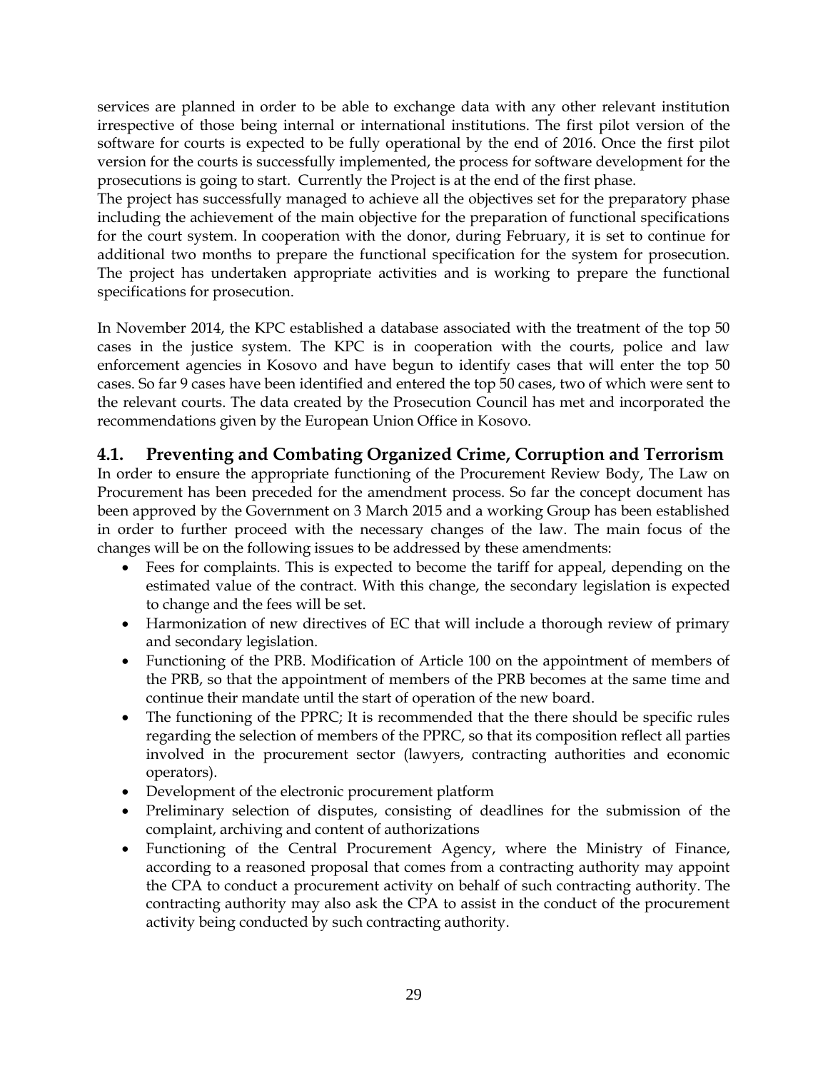services are planned in order to be able to exchange data with any other relevant institution irrespective of those being internal or international institutions. The first pilot version of the software for courts is expected to be fully operational by the end of 2016. Once the first pilot version for the courts is successfully implemented, the process for software development for the prosecutions is going to start. Currently the Project is at the end of the first phase.

The project has successfully managed to achieve all the objectives set for the preparatory phase including the achievement of the main objective for the preparation of functional specifications for the court system. In cooperation with the donor, during February, it is set to continue for additional two months to prepare the functional specification for the system for prosecution. The project has undertaken appropriate activities and is working to prepare the functional specifications for prosecution.

In November 2014, the KPC established a database associated with the treatment of the top 50 cases in the justice system. The KPC is in cooperation with the courts, police and law enforcement agencies in Kosovo and have begun to identify cases that will enter the top 50 cases. So far 9 cases have been identified and entered the top 50 cases, two of which were sent to the relevant courts. The data created by the Prosecution Council has met and incorporated the recommendations given by the European Union Office in Kosovo.

## 4.1. Preventing and Combating Organized Crime, Corruption and Terrorism

In order to ensure the appropriate functioning of the Procurement Review Body, The Law on Procurement has been preceded for the amendment process. So far the concept document has been approved by the Government on 3 March 2015 and a working Group has been established in order to further proceed with the necessary changes of the law. The main focus of the changes will be on the following issues to be addressed by these amendments:

- Fees for complaints. This is expected to become the tariff for appeal, depending on the estimated value of the contract. With this change, the secondary legislation is expected to change and the fees will be set.
- Harmonization of new directives of EC that will include a thorough review of primary and secondary legislation.
- Functioning of the PRB. Modification of Article 100 on the appointment of members of the PRB, so that the appointment of members of the PRB becomes at the same time and continue their mandate until the start of operation of the new board.
- The functioning of the PPRC; It is recommended that the there should be specific rules regarding the selection of members of the PPRC, so that its composition reflect all parties involved in the procurement sector (lawyers, contracting authorities and economic operators).
- Development of the electronic procurement platform
- Preliminary selection of disputes, consisting of deadlines for the submission of the complaint, archiving and content of authorizations
- Functioning of the Central Procurement Agency, where the Ministry of Finance, according to a reasoned proposal that comes from a contracting authority may appoint the CPA to conduct a procurement activity on behalf of such contracting authority. The contracting authority may also ask the CPA to assist in the conduct of the procurement activity being conducted by such contracting authority.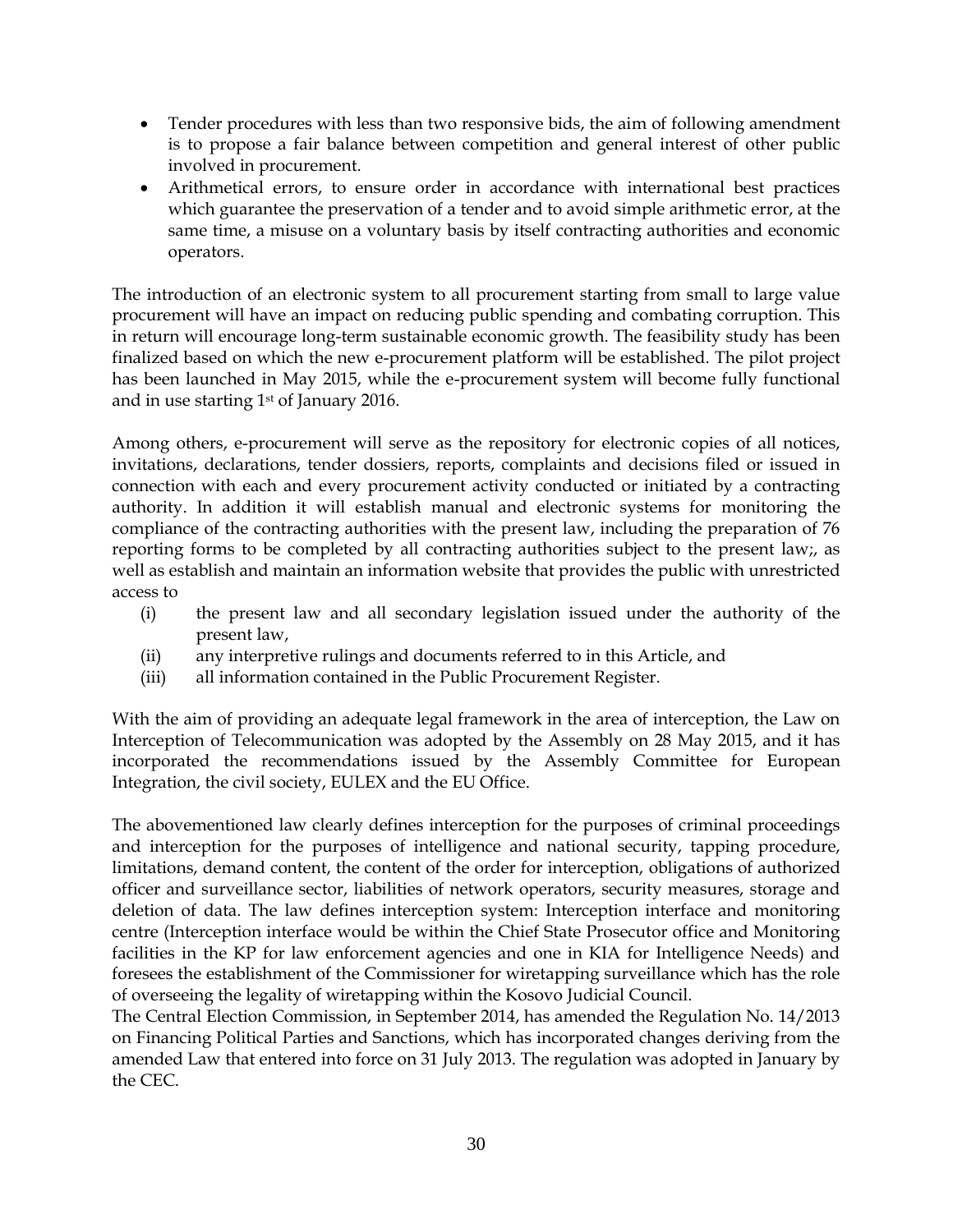- Tender procedures with less than two responsive bids, the aim of following amendment is to propose a fair balance between competition and general interest of other public involved in procurement.
- Arithmetical errors, to ensure order in accordance with international best practices which guarantee the preservation of a tender and to avoid simple arithmetic error, at the same time, a misuse on a voluntary basis by itself contracting authorities and economic operators.

The introduction of an electronic system to all procurement starting from small to large value procurement will have an impact on reducing public spending and combating corruption. This in return will encourage long-term sustainable economic growth. The feasibility study has been finalized based on which the new e-procurement platform will be established. The pilot project has been launched in May 2015, while the e-procurement system will become fully functional and in use starting 1st of January 2016.

Among others, e-procurement will serve as the repository for electronic copies of all notices, invitations, declarations, tender dossiers, reports, complaints and decisions filed or issued in connection with each and every procurement activity conducted or initiated by a contracting authority. In addition it will establish manual and electronic systems for monitoring the compliance of the contracting authorities with the present law, including the preparation of 76 reporting forms to be completed by all contracting authorities subject to the present law;, as well as establish and maintain an information website that provides the public with unrestricted access to

- (i) the present law and all secondary legislation issued under the authority of the present law,
- (ii) any interpretive rulings and documents referred to in this Article, and
- (iii) all information contained in the Public Procurement Register.

With the aim of providing an adequate legal framework in the area of interception, the Law on Interception of Telecommunication was adopted by the Assembly on 28 May 2015, and it has incorporated the recommendations issued by the Assembly Committee for European Integration, the civil society, EULEX and the EU Office.

The abovementioned law clearly defines interception for the purposes of criminal proceedings and interception for the purposes of intelligence and national security, tapping procedure, limitations, demand content, the content of the order for interception, obligations of authorized officer and surveillance sector, liabilities of network operators, security measures, storage and deletion of data. The law defines interception system: Interception interface and monitoring centre (Interception interface would be within the Chief State Prosecutor office and Monitoring facilities in the KP for law enforcement agencies and one in KIA for Intelligence Needs) and foresees the establishment of the Commissioner for wiretapping surveillance which has the role of overseeing the legality of wiretapping within the Kosovo Judicial Council.

The Central Election Commission, in September 2014, has amended the Regulation No. 14/2013 on Financing Political Parties and Sanctions, which has incorporated changes deriving from the amended Law that entered into force on 31 July 2013. The regulation was adopted in January by the CEC.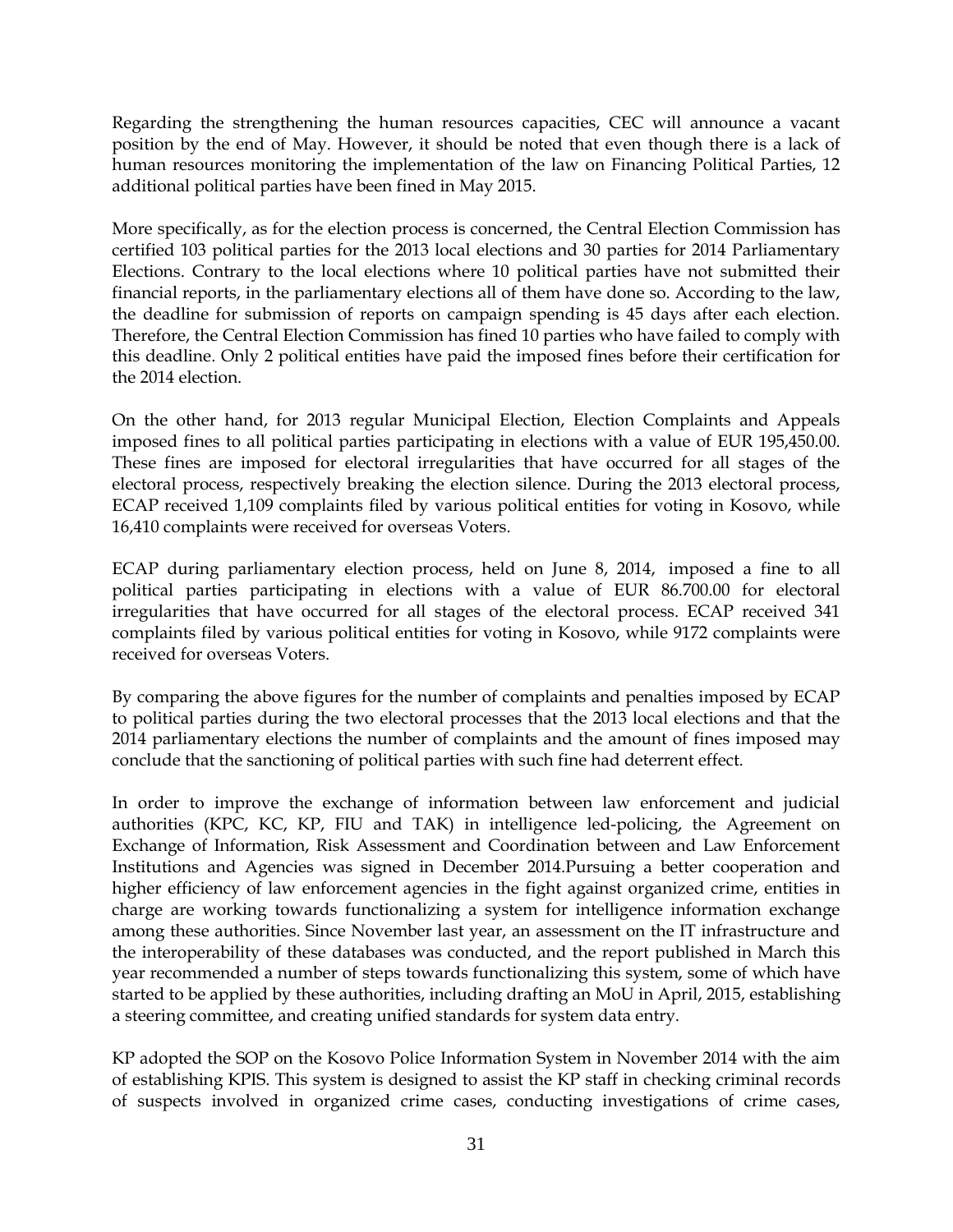Regarding the strengthening the human resources capacities, CEC will announce a vacant position by the end of May. However, it should be noted that even though there is a lack of human resources monitoring the implementation of the law on Financing Political Parties, 12 additional political parties have been fined in May 2015.

More specifically, as for the election process is concerned, the Central Election Commission has certified 103 political parties for the 2013 local elections and 30 parties for 2014 Parliamentary Elections. Contrary to the local elections where 10 political parties have not submitted their financial reports, in the parliamentary elections all of them have done so. According to the law, the deadline for submission of reports on campaign spending is 45 days after each election. Therefore, the Central Election Commission has fined 10 parties who have failed to comply with this deadline. Only 2 political entities have paid the imposed fines before their certification for the 2014 election.

On the other hand, for 2013 regular Municipal Election, Election Complaints and Appeals imposed fines to all political parties participating in elections with a value of EUR 195,450.00. These fines are imposed for electoral irregularities that have occurred for all stages of the electoral process, respectively breaking the election silence. During the 2013 electoral process, ECAP received 1,109 complaints filed by various political entities for voting in Kosovo, while 16,410 complaints were received for overseas Voters.

ECAP during parliamentary election process, held on June 8, 2014, imposed a fine to all political parties participating in elections with a value of EUR 86.700.00 for electoral irregularities that have occurred for all stages of the electoral process. ECAP received 341 complaints filed by various political entities for voting in Kosovo, while 9172 complaints were received for overseas Voters.

By comparing the above figures for the number of complaints and penalties imposed by ECAP to political parties during the two electoral processes that the 2013 local elections and that the 2014 parliamentary elections the number of complaints and the amount of fines imposed may conclude that the sanctioning of political parties with such fine had deterrent effect.

In order to improve the exchange of information between law enforcement and judicial authorities (KPC, KC, KP, FIU and TAK) in intelligence led-policing, the Agreement on Exchange of Information, Risk Assessment and Coordination between and Law Enforcement Institutions and Agencies was signed in December 2014.Pursuing a better cooperation and higher efficiency of law enforcement agencies in the fight against organized crime, entities in charge are working towards functionalizing a system for intelligence information exchange among these authorities. Since November last year, an assessment on the IT infrastructure and the interoperability of these databases was conducted, and the report published in March this year recommended a number of steps towards functionalizing this system, some of which have started to be applied by these authorities, including drafting an MoU in April, 2015, establishing a steering committee, and creating unified standards for system data entry.

KP adopted the SOP on the Kosovo Police Information System in November 2014 with the aim of establishing KPIS. This system is designed to assist the KP staff in checking criminal records of suspects involved in organized crime cases, conducting investigations of crime cases,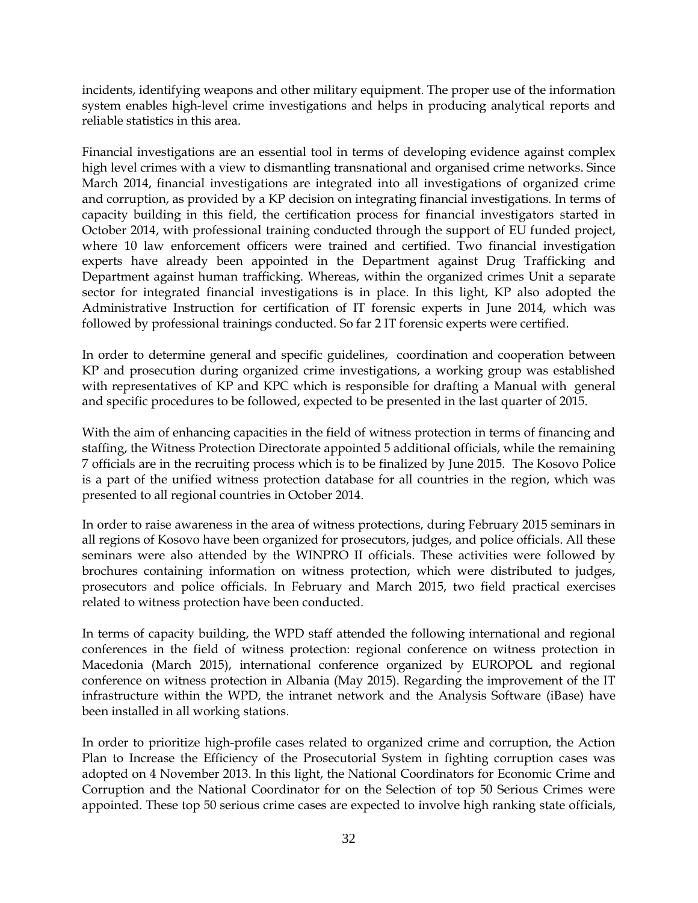incidents, identifying weapons and other military equipment. The proper use of the information system enables high-level crime investigations and helps in producing analytical reports and reliable statistics in this area.

Financial investigations are an essential tool in terms of developing evidence against complex high level crimes with a view to dismantling transnational and organised crime networks. Since March 2014, financial investigations are integrated into all investigations of organized crime and corruption, as provided by a KP decision on integrating financial investigations. In terms of capacity building in this field, the certification process for financial investigators started in October 2014, with professional training conducted through the support of EU funded project, where 10 law enforcement officers were trained and certified. Two financial investigation experts have already been appointed in the Department against Drug Trafficking and Department against human trafficking. Whereas, within the organized crimes Unit a separate sector for integrated financial investigations is in place. In this light, KP also adopted the Administrative Instruction for certification of IT forensic experts in June 2014, which was followed by professional trainings conducted. So far 2 IT forensic experts were certified.

In order to determine general and specific guidelines, coordination and cooperation between KP and prosecution during organized crime investigations, a working group was established with representatives of KP and KPC which is responsible for drafting a Manual with general and specific procedures to be followed, expected to be presented in the last quarter of 2015.

With the aim of enhancing capacities in the field of witness protection in terms of financing and staffing, the Witness Protection Directorate appointed 5 additional officials, while the remaining 7 officials are in the recruiting process which is to be finalized by June 2015. The Kosovo Police is a part of the unified witness protection database for all countries in the region, which was presented to all regional countries in October 2014.

In order to raise awareness in the area of witness protections, during February 2015 seminars in all regions of Kosovo have been organized for prosecutors, judges, and police officials. All these seminars were also attended by the WINPRO II officials. These activities were followed by brochures containing information on witness protection, which were distributed to judges, prosecutors and police officials. In February and March 2015, two field practical exercises related to witness protection have been conducted.

In terms of capacity building, the WPD staff attended the following international and regional conferences in the field of witness protection: regional conference on witness protection in Macedonia (March 2015), international conference organized by EUROPOL and regional conference on witness protection in Albania (May 2015). Regarding the improvement of the IT infrastructure within the WPD, the intranet network and the Analysis Software (iBase) have been installed in all working stations.

In order to prioritize high-profile cases related to organized crime and corruption, the Action Plan to Increase the Efficiency of the Prosecutorial System in fighting corruption cases was adopted on 4 November 2013. In this light, the National Coordinators for Economic Crime and Corruption and the National Coordinator for on the Selection of top 50 Serious Crimes were appointed. These top 50 serious crime cases are expected to involve high ranking state officials,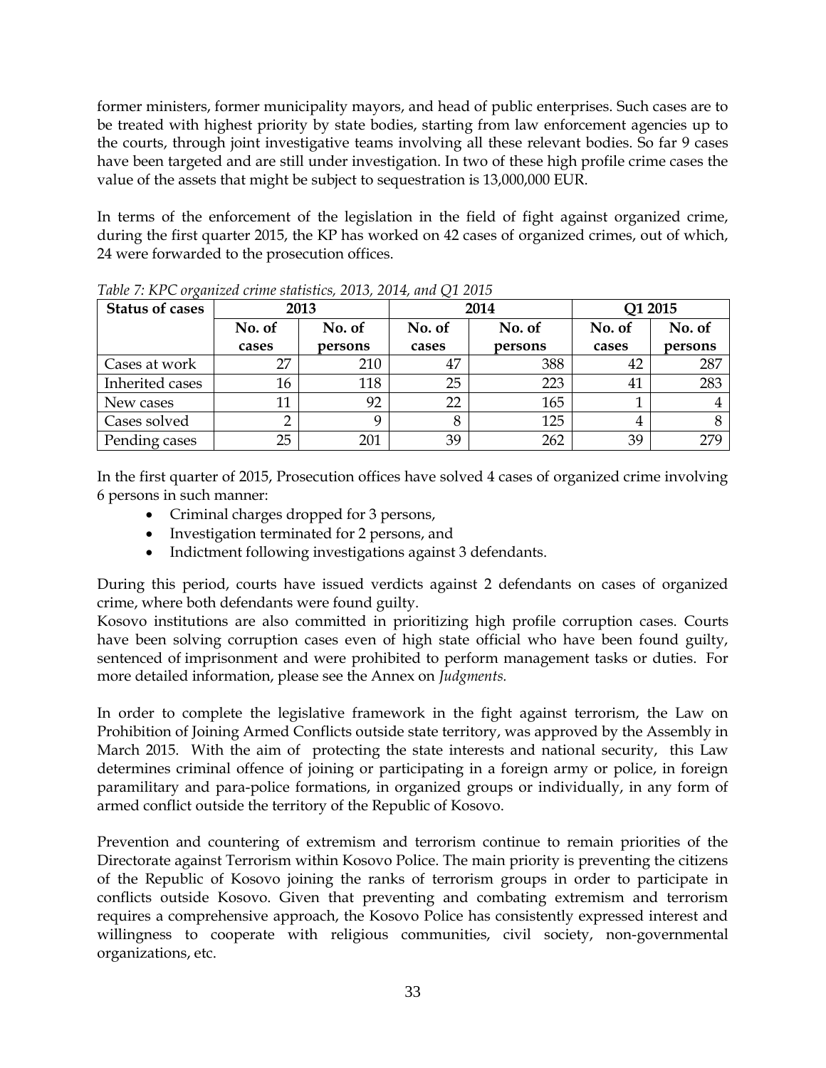former ministers, former municipality mayors, and head of public enterprises. Such cases are to be treated with highest priority by state bodies, starting from law enforcement agencies up to the courts, through joint investigative teams involving all these relevant bodies. So far 9 cases have been targeted and are still under investigation. In two of these high profile crime cases the value of the assets that might be subject to sequestration is 13,000,000 EUR.

In terms of the enforcement of the legislation in the field of fight against organized crime, during the first quarter 2015, the KP has worked on 42 cases of organized crimes, out of which, 24 were forwarded to the prosecution offices.

*Table 7: KPC organized crime statistics, 2013, 2014, and Q1 2015*

| Status of cases | 2013 | | 2014 | | Q1 2015 | |
|---|---|---|---|---|---|---|
| | No. of cases | No. of persons | No. of cases | No. of persons | No. of cases | No. of persons |
| Cases at work | 27 | 210 | 47 | 388 | 42 | 287 |
| Inherited cases | 16 | 118 | 25 | 223 | 41 | 283 |
| New cases | 11 | 92 | 22 | 165 | 1 | 4 |
| Cases solved | 2 | 9 | 8 | 125 | 4 | 8 |
| Pending cases | 25 | 201 | 39 | 262 | 39 | 279 |

In the first quarter of 2015, Prosecution offices have solved 4 cases of organized crime involving 6 persons in such manner:

- Criminal charges dropped for 3 persons,
- Investigation terminated for 2 persons, and
- Indictment following investigations against 3 defendants.

During this period, courts have issued verdicts against 2 defendants on cases of organized crime, where both defendants were found guilty.
Kosovo institutions are also committed in prioritizing high profile corruption cases. Courts have been solving corruption cases even of high state official who have been found guilty, sentenced of imprisonment and were prohibited to perform management tasks or duties. For more detailed information, please see the Annex on *Judgments.*

In order to complete the legislative framework in the fight against terrorism, the Law on Prohibition of Joining Armed Conflicts outside state territory, was approved by the Assembly in March 2015. With the aim of protecting the state interests and national security, this Law determines criminal offence of joining or participating in a foreign army or police, in foreign paramilitary and para-police formations, in organized groups or individually, in any form of armed conflict outside the territory of the Republic of Kosovo.

Prevention and countering of extremism and terrorism continue to remain priorities of the Directorate against Terrorism within Kosovo Police. The main priority is preventing the citizens of the Republic of Kosovo joining the ranks of terrorism groups in order to participate in conflicts outside Kosovo. Given that preventing and combating extremism and terrorism requires a comprehensive approach, the Kosovo Police has consistently expressed interest and willingness to cooperate with religious communities, civil society, non-governmental organizations, etc.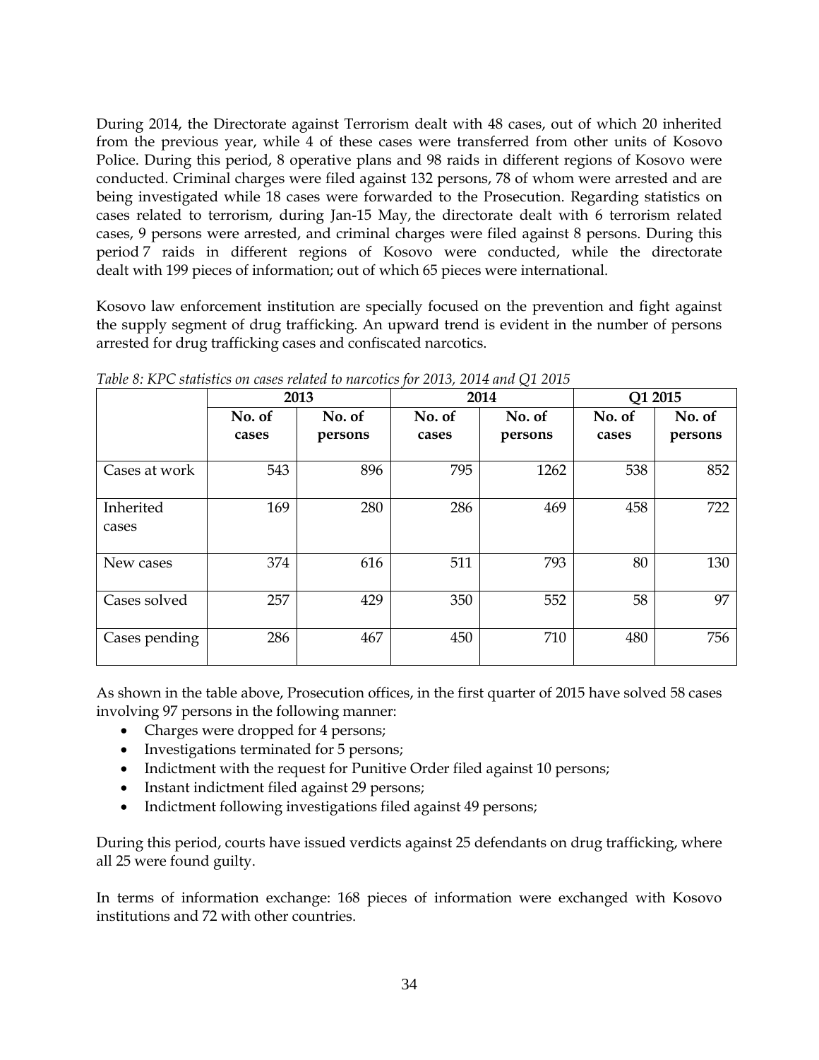During 2014, the Directorate against Terrorism dealt with 48 cases, out of which 20 inherited from the previous year, while 4 of these cases were transferred from other units of Kosovo Police. During this period, 8 operative plans and 98 raids in different regions of Kosovo were conducted. Criminal charges were filed against 132 persons, 78 of whom were arrested and are being investigated while 18 cases were forwarded to the Prosecution. Regarding statistics on cases related to terrorism, during Jan-15 May, the directorate dealt with 6 terrorism related cases, 9 persons were arrested, and criminal charges were filed against 8 persons. During this period 7 raids in different regions of Kosovo were conducted, while the directorate dealt with 199 pieces of information; out of which 65 pieces were international.

Kosovo law enforcement institution are specially focused on the prevention and fight against the supply segment of drug trafficking. An upward trend is evident in the number of persons arrested for drug trafficking cases and confiscated narcotics.

*Table 8: KPC statistics on cases related to narcotics for 2013, 2014 and Q1 2015*

| | 2013 | | 2014 | | Q1 2015 | |
|---|---|---|---|---|---|---|
| | No. of cases | No. of persons | No. of cases | No. of persons | No. of cases | No. of persons |
| Cases at work | 543 | 896 | 795 | 1262 | 538 | 852 |
| Inherited cases | 169 | 280 | 286 | 469 | 458 | 722 |
| New cases | 374 | 616 | 511 | 793 | 80 | 130 |
| Cases solved | 257 | 429 | 350 | 552 | 58 | 97 |
| Cases pending | 286 | 467 | 450 | 710 | 480 | 756 |

As shown in the table above, Prosecution offices, in the first quarter of 2015 have solved 58 cases involving 97 persons in the following manner:

- Charges were dropped for 4 persons;
- Investigations terminated for 5 persons;
- Indictment with the request for Punitive Order filed against 10 persons;
- Instant indictment filed against 29 persons;
- Indictment following investigations filed against 49 persons;

During this period, courts have issued verdicts against 25 defendants on drug trafficking, where all 25 were found guilty.

In terms of information exchange: 168 pieces of information were exchanged with Kosovo institutions and 72 with other countries.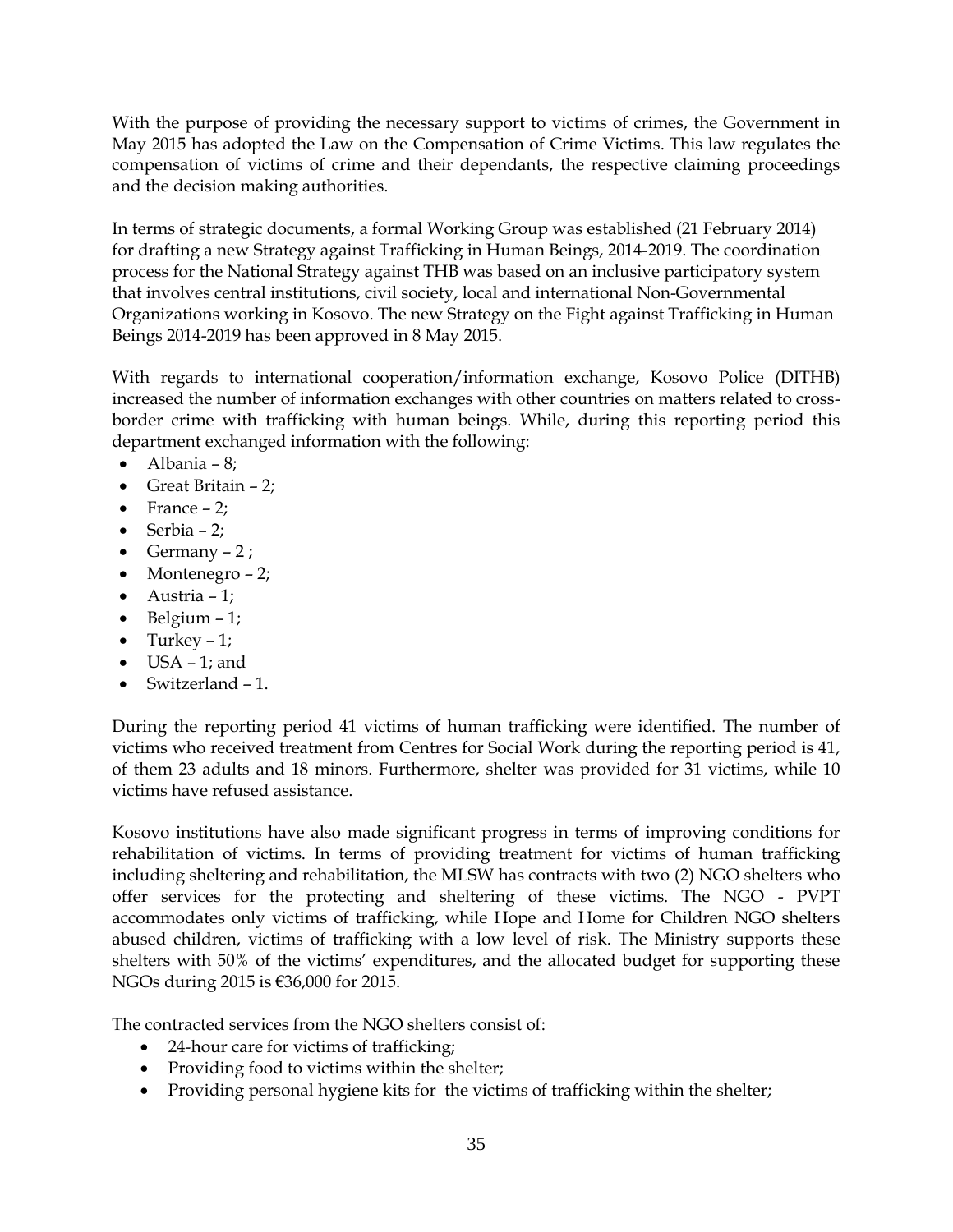With the purpose of providing the necessary support to victims of crimes, the Government in May 2015 has adopted the Law on the Compensation of Crime Victims. This law regulates the compensation of victims of crime and their dependants, the respective claiming proceedings and the decision making authorities.

In terms of strategic documents, a formal Working Group was established (21 February 2014) for drafting a new Strategy against Trafficking in Human Beings, 2014-2019. The coordination process for the National Strategy against THB was based on an inclusive participatory system that involves central institutions, civil society, local and international Non-Governmental Organizations working in Kosovo. The new Strategy on the Fight against Trafficking in Human Beings 2014-2019 has been approved in 8 May 2015.

With regards to international cooperation/information exchange, Kosovo Police (DITHB) increased the number of information exchanges with other countries on matters related to cross-border crime with trafficking with human beings. While, during this reporting period this department exchanged information with the following:

- Albania – 8;
- Great Britain – 2;
- France – 2;
- Serbia – 2;
- Germany – 2 ;
- Montenegro – 2;
- Austria – 1;
- Belgium – 1;
- Turkey – 1;
- USA – 1; and
- Switzerland – 1.

During the reporting period 41 victims of human trafficking were identified. The number of victims who received treatment from Centres for Social Work during the reporting period is 41, of them 23 adults and 18 minors. Furthermore, shelter was provided for 31 victims, while 10 victims have refused assistance.

Kosovo institutions have also made significant progress in terms of improving conditions for rehabilitation of victims. In terms of providing treatment for victims of human trafficking including sheltering and rehabilitation, the MLSW has contracts with two (2) NGO shelters who offer services for the protecting and sheltering of these victims. The NGO - PVPT accommodates only victims of trafficking, while Hope and Home for Children NGO shelters abused children, victims of trafficking with a low level of risk. The Ministry supports these shelters with 50% of the victims' expenditures, and the allocated budget for supporting these NGOs during 2015 is €36,000 for 2015.

The contracted services from the NGO shelters consist of:

- 24-hour care for victims of trafficking;
- Providing food to victims within the shelter;
- Providing personal hygiene kits for the victims of trafficking within the shelter;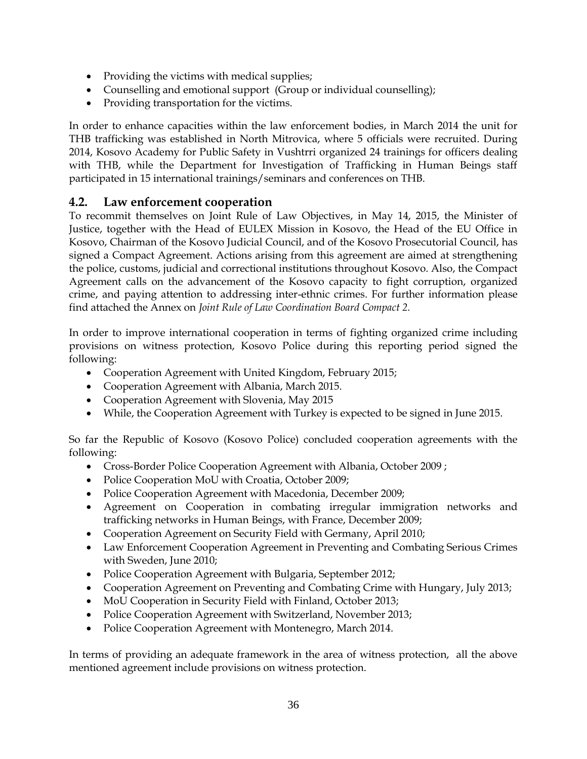- Providing the victims with medical supplies;
- Counselling and emotional support (Group or individual counselling);
- Providing transportation for the victims.

In order to enhance capacities within the law enforcement bodies, in March 2014 the unit for THB trafficking was established in North Mitrovica, where 5 officials were recruited. During 2014, Kosovo Academy for Public Safety in Vushtrri organized 24 trainings for officers dealing with THB, while the Department for Investigation of Trafficking in Human Beings staff participated in 15 international trainings/seminars and conferences on THB.

## 4.2. Law enforcement cooperation

To recommit themselves on Joint Rule of Law Objectives, in May 14, 2015, the Minister of Justice, together with the Head of EULEX Mission in Kosovo, the Head of the EU Office in Kosovo, Chairman of the Kosovo Judicial Council, and of the Kosovo Prosecutorial Council, has signed a Compact Agreement. Actions arising from this agreement are aimed at strengthening the police, customs, judicial and correctional institutions throughout Kosovo. Also, the Compact Agreement calls on the advancement of the Kosovo capacity to fight corruption, organized crime, and paying attention to addressing inter-ethnic crimes. For further information please find attached the Annex on *Joint Rule of Law Coordination Board Compact 2*.

In order to improve international cooperation in terms of fighting organized crime including provisions on witness protection, Kosovo Police during this reporting period signed the following:

- Cooperation Agreement with United Kingdom, February 2015;
- Cooperation Agreement with Albania, March 2015.
- Cooperation Agreement with Slovenia, May 2015
- While, the Cooperation Agreement with Turkey is expected to be signed in June 2015.

So far the Republic of Kosovo (Kosovo Police) concluded cooperation agreements with the following:

- Cross-Border Police Cooperation Agreement with Albania, October 2009 ;
- Police Cooperation MoU with Croatia, October 2009;
- Police Cooperation Agreement with Macedonia, December 2009;
- Agreement on Cooperation in combating irregular immigration networks and trafficking networks in Human Beings, with France, December 2009;
- Cooperation Agreement on Security Field with Germany, April 2010;
- Law Enforcement Cooperation Agreement in Preventing and Combating Serious Crimes with Sweden, June 2010;
- Police Cooperation Agreement with Bulgaria, September 2012;
- Cooperation Agreement on Preventing and Combating Crime with Hungary, July 2013;
- MoU Cooperation in Security Field with Finland, October 2013;
- Police Cooperation Agreement with Switzerland, November 2013;
- Police Cooperation Agreement with Montenegro, March 2014.

In terms of providing an adequate framework in the area of witness protection, all the above mentioned agreement include provisions on witness protection.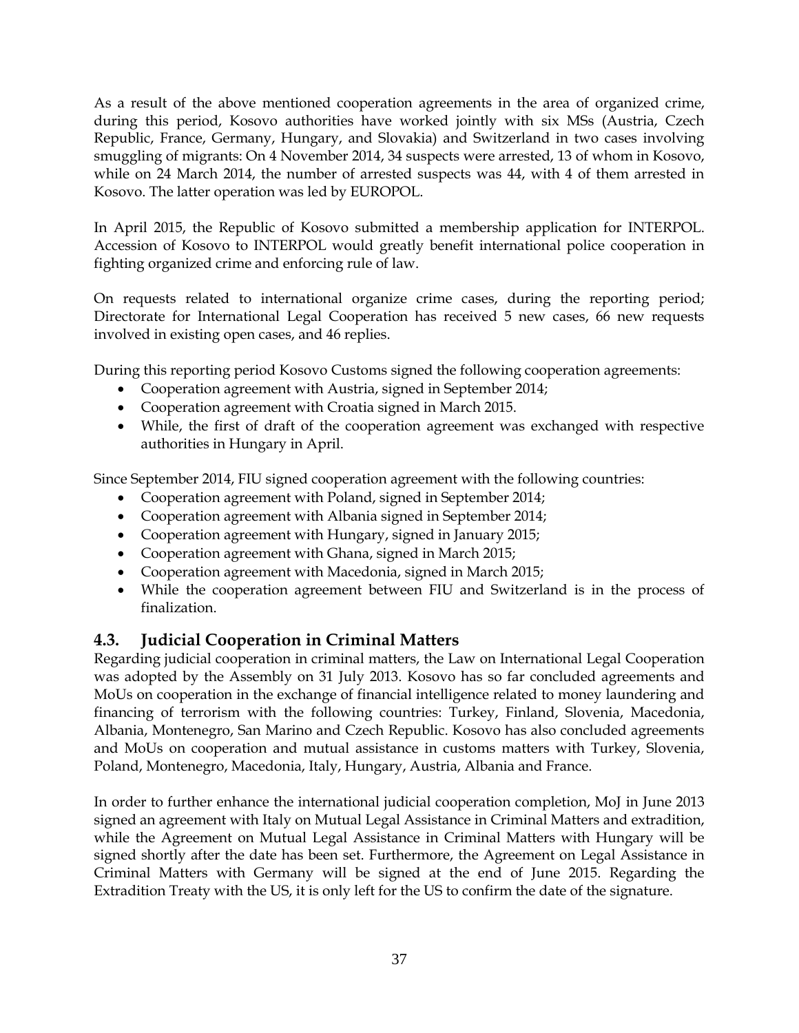As a result of the above mentioned cooperation agreements in the area of organized crime, during this period, Kosovo authorities have worked jointly with six MSs (Austria, Czech Republic, France, Germany, Hungary, and Slovakia) and Switzerland in two cases involving smuggling of migrants: On 4 November 2014, 34 suspects were arrested, 13 of whom in Kosovo, while on 24 March 2014, the number of arrested suspects was 44, with 4 of them arrested in Kosovo. The latter operation was led by EUROPOL.

In April 2015, the Republic of Kosovo submitted a membership application for INTERPOL. Accession of Kosovo to INTERPOL would greatly benefit international police cooperation in fighting organized crime and enforcing rule of law.

On requests related to international organize crime cases, during the reporting period; Directorate for International Legal Cooperation has received 5 new cases, 66 new requests involved in existing open cases, and 46 replies.

During this reporting period Kosovo Customs signed the following cooperation agreements:

- Cooperation agreement with Austria, signed in September 2014;
- Cooperation agreement with Croatia signed in March 2015.
- While, the first of draft of the cooperation agreement was exchanged with respective authorities in Hungary in April.

Since September 2014, FIU signed cooperation agreement with the following countries:

- Cooperation agreement with Poland, signed in September 2014;
- Cooperation agreement with Albania signed in September 2014;
- Cooperation agreement with Hungary, signed in January 2015;
- Cooperation agreement with Ghana, signed in March 2015;
- Cooperation agreement with Macedonia, signed in March 2015;
- While the cooperation agreement between FIU and Switzerland is in the process of finalization.

## 4.3. Judicial Cooperation in Criminal Matters

Regarding judicial cooperation in criminal matters, the Law on International Legal Cooperation was adopted by the Assembly on 31 July 2013. Kosovo has so far concluded agreements and MoUs on cooperation in the exchange of financial intelligence related to money laundering and financing of terrorism with the following countries: Turkey, Finland, Slovenia, Macedonia, Albania, Montenegro, San Marino and Czech Republic. Kosovo has also concluded agreements and MoUs on cooperation and mutual assistance in customs matters with Turkey, Slovenia, Poland, Montenegro, Macedonia, Italy, Hungary, Austria, Albania and France.

In order to further enhance the international judicial cooperation completion, MoJ in June 2013 signed an agreement with Italy on Mutual Legal Assistance in Criminal Matters and extradition, while the Agreement on Mutual Legal Assistance in Criminal Matters with Hungary will be signed shortly after the date has been set. Furthermore, the Agreement on Legal Assistance in Criminal Matters with Germany will be signed at the end of June 2015. Regarding the Extradition Treaty with the US, it is only left for the US to confirm the date of the signature.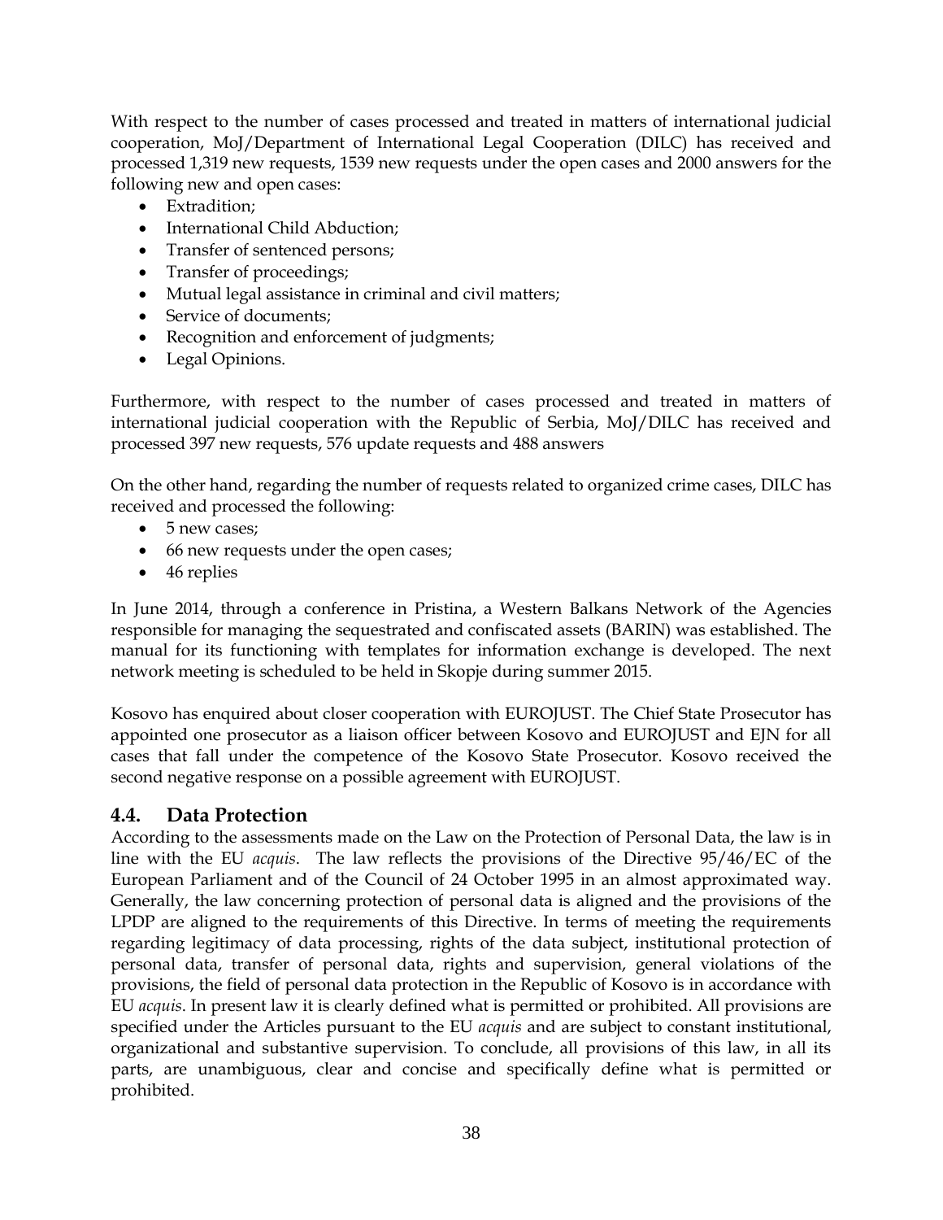With respect to the number of cases processed and treated in matters of international judicial cooperation, MoJ/Department of International Legal Cooperation (DILC) has received and processed 1,319 new requests, 1539 new requests under the open cases and 2000 answers for the following new and open cases:

- Extradition;
- International Child Abduction;
- Transfer of sentenced persons;
- Transfer of proceedings;
- Mutual legal assistance in criminal and civil matters;
- Service of documents;
- Recognition and enforcement of judgments;
- Legal Opinions.

Furthermore, with respect to the number of cases processed and treated in matters of international judicial cooperation with the Republic of Serbia, MoJ/DILC has received and processed 397 new requests, 576 update requests and 488 answers

On the other hand, regarding the number of requests related to organized crime cases, DILC has received and processed the following:

- 5 new cases;
- 66 new requests under the open cases;
- 46 replies

In June 2014, through a conference in Pristina, a Western Balkans Network of the Agencies responsible for managing the sequestrated and confiscated assets (BARIN) was established. The manual for its functioning with templates for information exchange is developed. The next network meeting is scheduled to be held in Skopje during summer 2015.

Kosovo has enquired about closer cooperation with EUROJUST. The Chief State Prosecutor has appointed one prosecutor as a liaison officer between Kosovo and EUROJUST and EJN for all cases that fall under the competence of the Kosovo State Prosecutor. Kosovo received the second negative response on a possible agreement with EUROJUST.

## 4.4. Data Protection

According to the assessments made on the Law on the Protection of Personal Data, the law is in line with the EU *acquis*. The law reflects the provisions of the Directive 95/46/EC of the European Parliament and of the Council of 24 October 1995 in an almost approximated way. Generally, the law concerning protection of personal data is aligned and the provisions of the LPDP are aligned to the requirements of this Directive. In terms of meeting the requirements regarding legitimacy of data processing, rights of the data subject, institutional protection of personal data, transfer of personal data, rights and supervision, general violations of the provisions, the field of personal data protection in the Republic of Kosovo is in accordance with EU *acquis*. In present law it is clearly defined what is permitted or prohibited. All provisions are specified under the Articles pursuant to the EU *acquis* and are subject to constant institutional, organizational and substantive supervision. To conclude, all provisions of this law, in all its parts, are unambiguous, clear and concise and specifically define what is permitted or prohibited.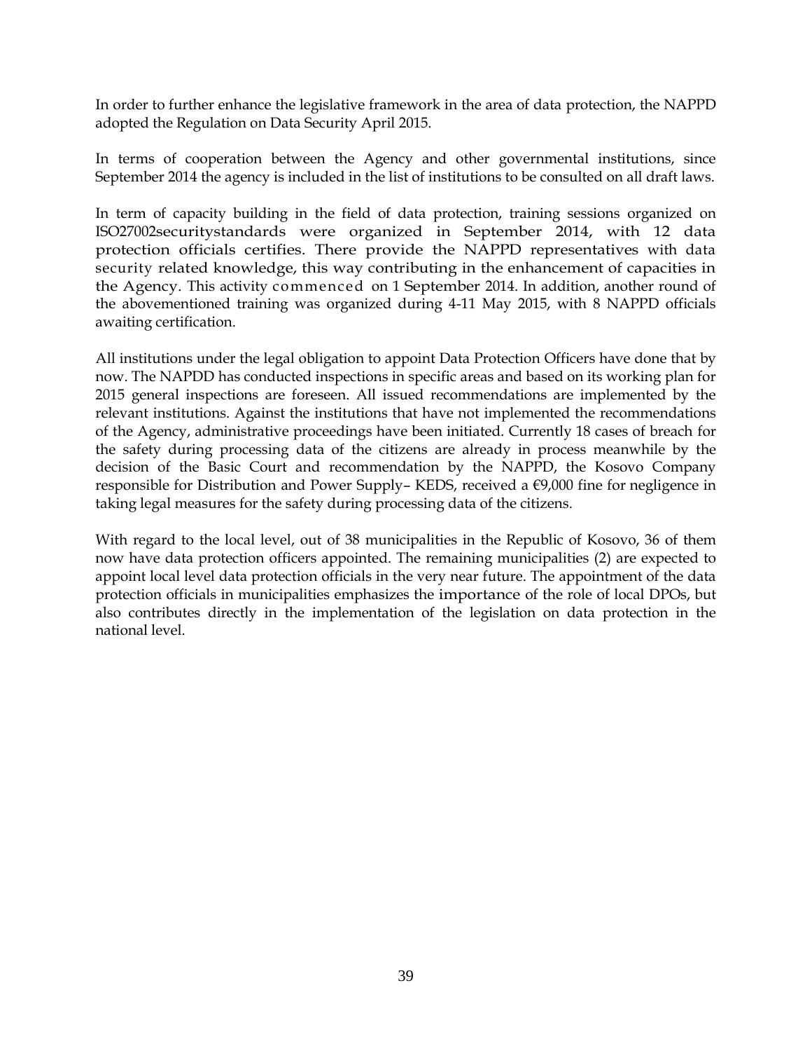In order to further enhance the legislative framework in the area of data protection, the NAPPD adopted the Regulation on Data Security April 2015.

In terms of cooperation between the Agency and other governmental institutions, since September 2014 the agency is included in the list of institutions to be consulted on all draft laws.

In term of capacity building in the field of data protection, training sessions organized on ISO27002securitystandards were organized in September 2014, with 12 data protection officials certifies. There provide the NAPPD representatives with data security related knowledge, this way contributing in the enhancement of capacities in the Agency. This activity commenced on 1 September 2014. In addition, another round of the abovementioned training was organized during 4-11 May 2015, with 8 NAPPD officials awaiting certification.

All institutions under the legal obligation to appoint Data Protection Officers have done that by now. The NAPDD has conducted inspections in specific areas and based on its working plan for 2015 general inspections are foreseen. All issued recommendations are implemented by the relevant institutions. Against the institutions that have not implemented the recommendations of the Agency, administrative proceedings have been initiated. Currently 18 cases of breach for the safety during processing data of the citizens are already in process meanwhile by the decision of the Basic Court and recommendation by the NAPPD, the Kosovo Company responsible for Distribution and Power Supply– KEDS, received a €9,000 fine for negligence in taking legal measures for the safety during processing data of the citizens.

With regard to the local level, out of 38 municipalities in the Republic of Kosovo, 36 of them now have data protection officers appointed. The remaining municipalities (2) are expected to appoint local level data protection officials in the very near future. The appointment of the data protection officials in municipalities emphasizes the importance of the role of local DPOs, but also contributes directly in the implementation of the legislation on data protection in the national level.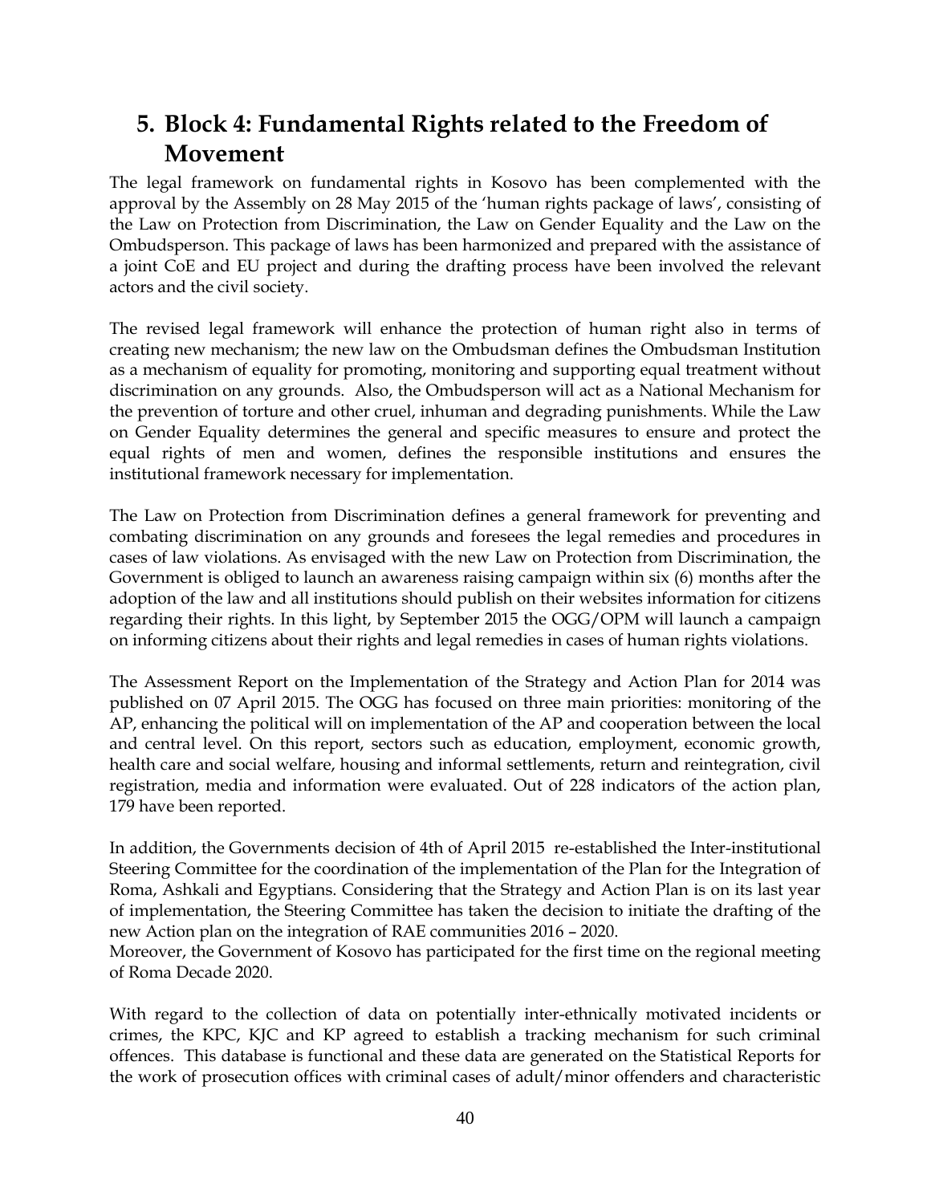# 5. Block 4: Fundamental Rights related to the Freedom of Movement

The legal framework on fundamental rights in Kosovo has been complemented with the approval by the Assembly on 28 May 2015 of the 'human rights package of laws', consisting of the Law on Protection from Discrimination, the Law on Gender Equality and the Law on the Ombudsperson. This package of laws has been harmonized and prepared with the assistance of a joint CoE and EU project and during the drafting process have been involved the relevant actors and the civil society.

The revised legal framework will enhance the protection of human right also in terms of creating new mechanism; the new law on the Ombudsman defines the Ombudsman Institution as a mechanism of equality for promoting, monitoring and supporting equal treatment without discrimination on any grounds. Also, the Ombudsperson will act as a National Mechanism for the prevention of torture and other cruel, inhuman and degrading punishments. While the Law on Gender Equality determines the general and specific measures to ensure and protect the equal rights of men and women, defines the responsible institutions and ensures the institutional framework necessary for implementation.

The Law on Protection from Discrimination defines a general framework for preventing and combating discrimination on any grounds and foresees the legal remedies and procedures in cases of law violations. As envisaged with the new Law on Protection from Discrimination, the Government is obliged to launch an awareness raising campaign within six (6) months after the adoption of the law and all institutions should publish on their websites information for citizens regarding their rights. In this light, by September 2015 the OGG/OPM will launch a campaign on informing citizens about their rights and legal remedies in cases of human rights violations.

The Assessment Report on the Implementation of the Strategy and Action Plan for 2014 was published on 07 April 2015. The OGG has focused on three main priorities: monitoring of the AP, enhancing the political will on implementation of the AP and cooperation between the local and central level. On this report, sectors such as education, employment, economic growth, health care and social welfare, housing and informal settlements, return and reintegration, civil registration, media and information were evaluated. Out of 228 indicators of the action plan, 179 have been reported.

In addition, the Governments decision of 4th of April 2015 re-established the Inter-institutional Steering Committee for the coordination of the implementation of the Plan for the Integration of Roma, Ashkali and Egyptians. Considering that the Strategy and Action Plan is on its last year of implementation, the Steering Committee has taken the decision to initiate the drafting of the new Action plan on the integration of RAE communities 2016 – 2020.
Moreover, the Government of Kosovo has participated for the first time on the regional meeting of Roma Decade 2020.

With regard to the collection of data on potentially inter-ethnically motivated incidents or crimes, the KPC, KJC and KP agreed to establish a tracking mechanism for such criminal offences. This database is functional and these data are generated on the Statistical Reports for the work of prosecution offices with criminal cases of adult/minor offenders and characteristic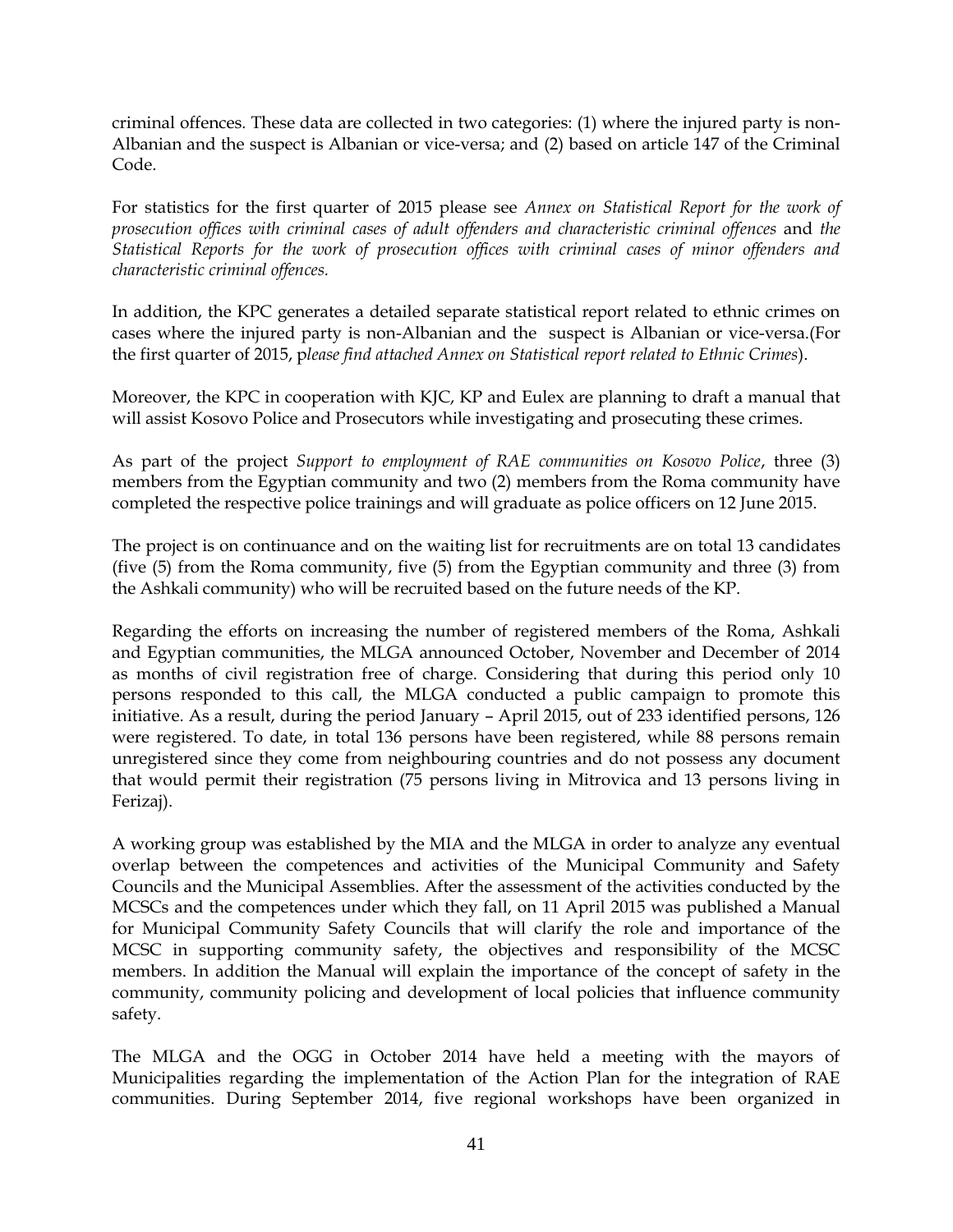criminal offences. These data are collected in two categories: (1) where the injured party is non-Albanian and the suspect is Albanian or vice-versa; and (2) based on article 147 of the Criminal Code.

For statistics for the first quarter of 2015 please see *Annex on Statistical Report for the work of prosecution offices with criminal cases of adult offenders and characteristic criminal offences* and *the Statistical Reports for the work of prosecution offices with criminal cases of minor offenders and characteristic criminal offences.*

In addition, the KPC generates a detailed separate statistical report related to ethnic crimes on cases where the injured party is non-Albanian and the suspect is Albanian or vice-versa.(For the first quarter of 2015, p*lease find attached Annex on Statistical report related to Ethnic Crimes*).

Moreover, the KPC in cooperation with KJC, KP and Eulex are planning to draft a manual that will assist Kosovo Police and Prosecutors while investigating and prosecuting these crimes.

As part of the project *Support to employment of RAE communities on Kosovo Police*, three (3) members from the Egyptian community and two (2) members from the Roma community have completed the respective police trainings and will graduate as police officers on 12 June 2015.

The project is on continuance and on the waiting list for recruitments are on total 13 candidates (five (5) from the Roma community, five (5) from the Egyptian community and three (3) from the Ashkali community) who will be recruited based on the future needs of the KP.

Regarding the efforts on increasing the number of registered members of the Roma, Ashkali and Egyptian communities, the MLGA announced October, November and December of 2014 as months of civil registration free of charge. Considering that during this period only 10 persons responded to this call, the MLGA conducted a public campaign to promote this initiative. As a result, during the period January – April 2015, out of 233 identified persons, 126 were registered. To date, in total 136 persons have been registered, while 88 persons remain unregistered since they come from neighbouring countries and do not possess any document that would permit their registration (75 persons living in Mitrovica and 13 persons living in Ferizaj).

A working group was established by the MIA and the MLGA in order to analyze any eventual overlap between the competences and activities of the Municipal Community and Safety Councils and the Municipal Assemblies. After the assessment of the activities conducted by the MCSCs and the competences under which they fall, on 11 April 2015 was published a Manual for Municipal Community Safety Councils that will clarify the role and importance of the MCSC in supporting community safety, the objectives and responsibility of the MCSC members. In addition the Manual will explain the importance of the concept of safety in the community, community policing and development of local policies that influence community safety.

The MLGA and the OGG in October 2014 have held a meeting with the mayors of Municipalities regarding the implementation of the Action Plan for the integration of RAE communities. During September 2014, five regional workshops have been organized in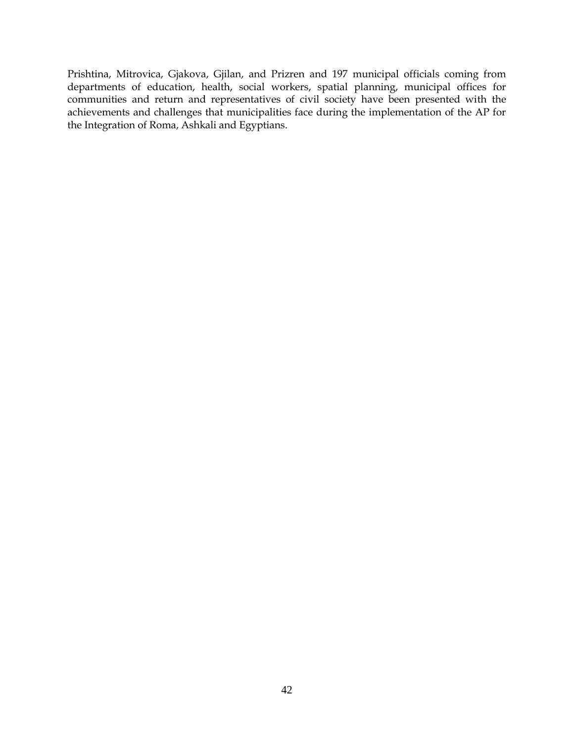Prishtina, Mitrovica, Gjakova, Gjilan, and Prizren and 197 municipal officials coming from departments of education, health, social workers, spatial planning, municipal offices for communities and return and representatives of civil society have been presented with the achievements and challenges that municipalities face during the implementation of the AP for the Integration of Roma, Ashkali and Egyptians.